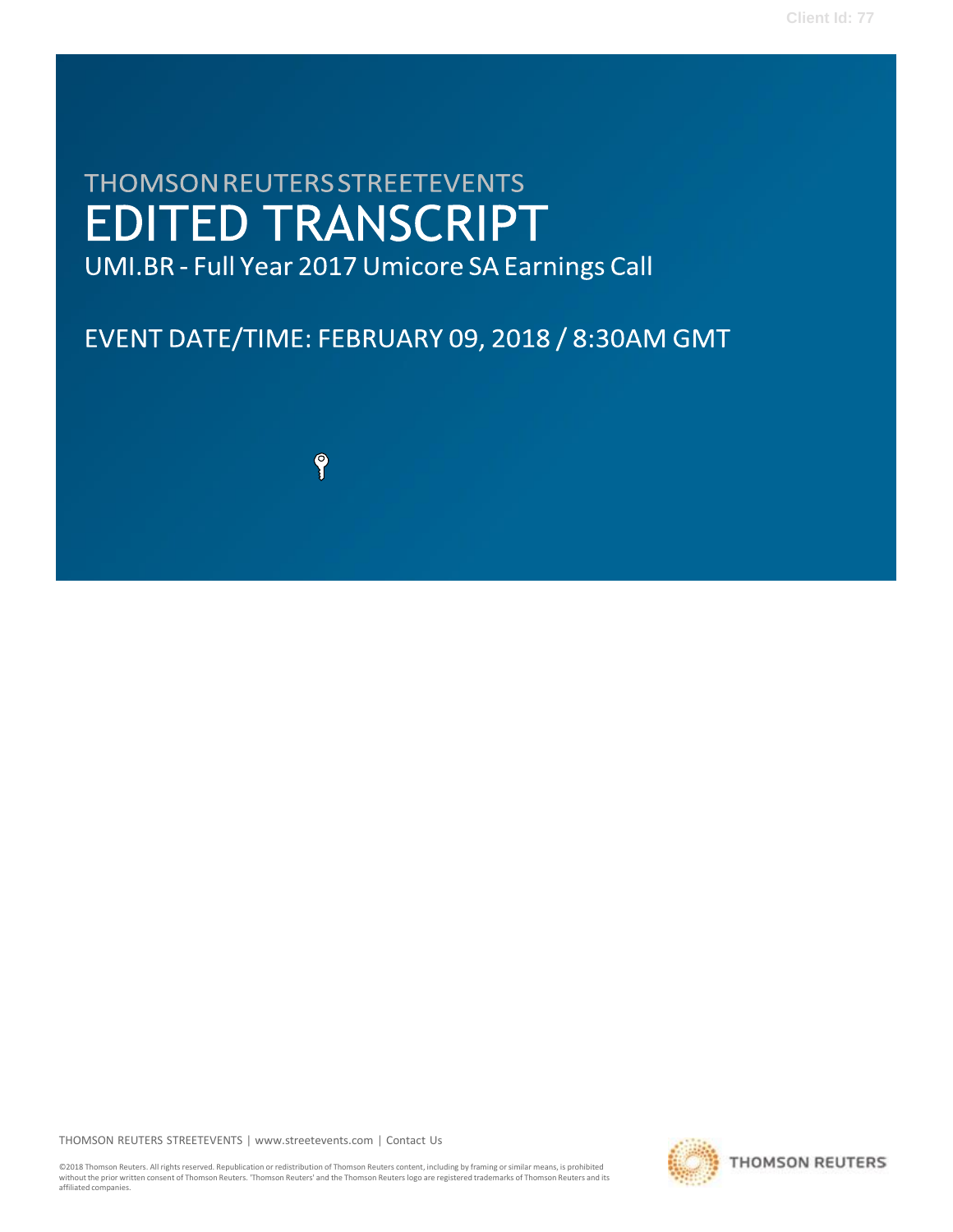Client Id: 77

THOMSON REUTERS STREETEVENTS

# EDITED TRANSCRIPT

UMI.BR - Full Year 2017 Umicore SA Earnings Call

EVENT DATE/TIME: FEBRUARY 09, 2018 / 8:30AM GMT

THOMSON REUTERS STREETEVENTS | www.streetevents.com | Contact Us

©2018 Thomson Reuters. All rights reserved. Republication or redistribution of Thomson Reuters content, including by framing or similar means, is prohibited without the prior written consent of Thomson Reuters. 'Thomson Reuters' and the Thomson Reuters logo are registered trademarks of Thomson Reuters and its affiliated companies.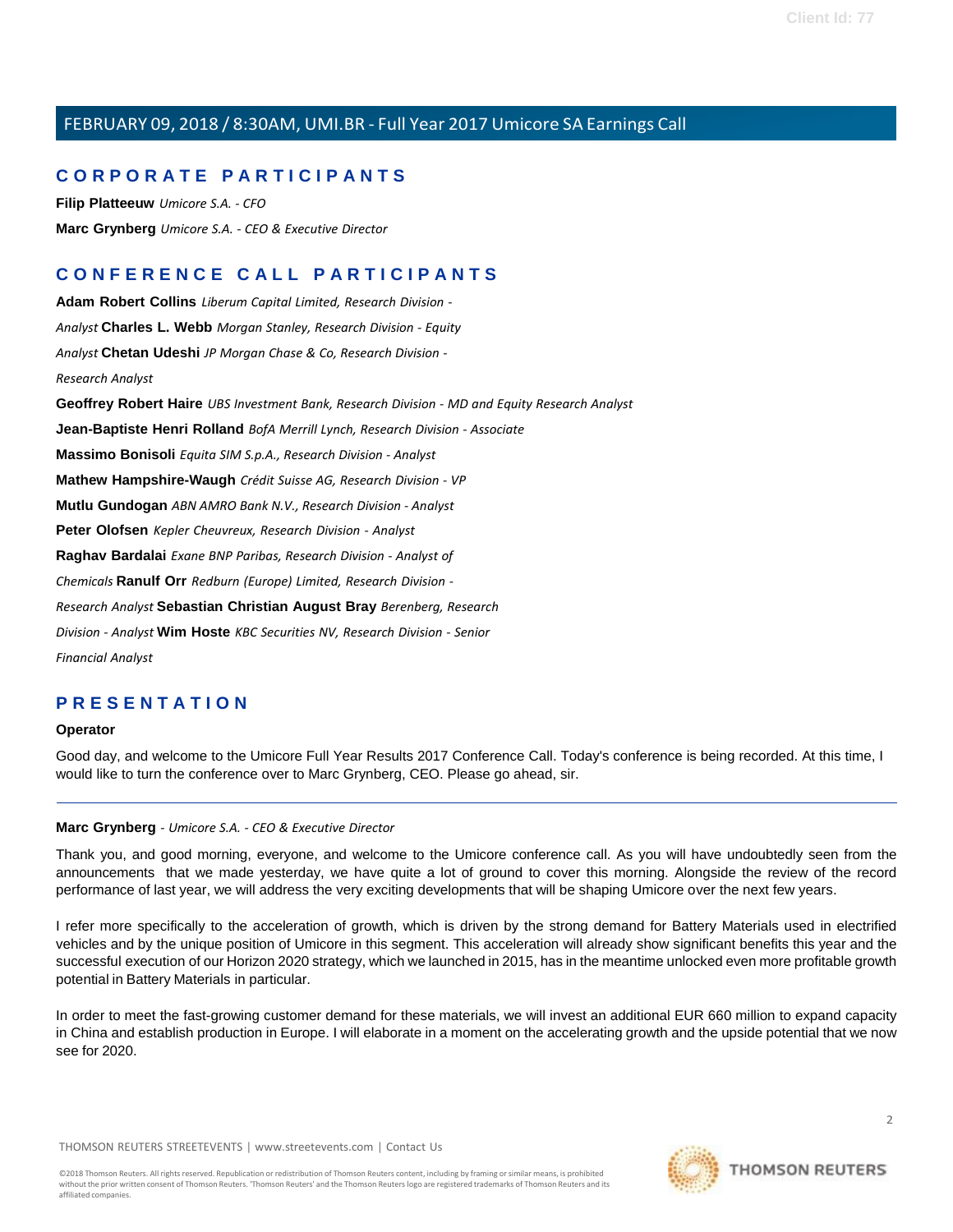## FEBRUARY 09, 2018 / 8:30AM, UMI.BR - Full Year 2017 Umicore SA Earnings Call

## CORPORATE PARTICIPANTS

**Filip Platteeuw** *Umicore S.A. - CFO*

**Marc Grynberg** *Umicore S.A. - CEO & Executive Director*

## CONFERENCE CALL PARTICIPANTS

**Adam Robert Collins** *Liberum Capital Limited, Research Division - Analyst*

**Charles L. Webb** *Morgan Stanley, Research Division - Equity Analyst*

**Chetan Udeshi** *JP Morgan Chase & Co, Research Division - Research Analyst*

**Geoffrey Robert Haire** *UBS Investment Bank, Research Division - MD and Equity Research Analyst*

**Jean-Baptiste Henri Rolland** *BofA Merrill Lynch, Research Division - Associate*

**Massimo Bonisoli** *Equita SIM S.p.A., Research Division - Analyst*

**Mathew Hampshire-Waugh** *Crédit Suisse AG, Research Division - VP*

**Mutlu Gundogan** *ABN AMRO Bank N.V., Research Division - Analyst*

**Peter Olofsen** *Kepler Cheuvreux, Research Division - Analyst*

**Raghav Bardalai** *Exane BNP Paribas, Research Division - Analyst of Chemicals*

**Ranulf Orr** *Redburn (Europe) Limited, Research Division - Research Analyst*

**Sebastian Christian August Bray** *Berenberg, Research Division - Analyst*

**Wim Hoste** *KBC Securities NV, Research Division - Senior Financial Analyst*

## PRESENTATION

**Operator**

Good day, and welcome to the Umicore Full Year Results 2017 Conference Call. Today's conference is being recorded. At this time, I would like to turn the conference over to Marc Grynberg, CEO. Please go ahead, sir.

---

**Marc Grynberg** - *Umicore S.A. - CEO & Executive Director*

Thank you, and good morning, everyone, and welcome to the Umicore conference call. As you will have undoubtedly seen from the announcements that we made yesterday, we have quite a lot of ground to cover this morning. Alongside the review of the record performance of last year, we will address the very exciting developments that will be shaping Umicore over the next few years.

I refer more specifically to the acceleration of growth, which is driven by the strong demand for Battery Materials used in electrified vehicles and by the unique position of Umicore in this segment. This acceleration will already show significant benefits this year and the successful execution of our Horizon 2020 strategy, which we launched in 2015, has in the meantime unlocked even more profitable growth potential in Battery Materials in particular.

In order to meet the fast-growing customer demand for these materials, we will invest an additional EUR 660 million to expand capacity in China and establish production in Europe. I will elaborate in a moment on the accelerating growth and the upside potential that we now see for 2020.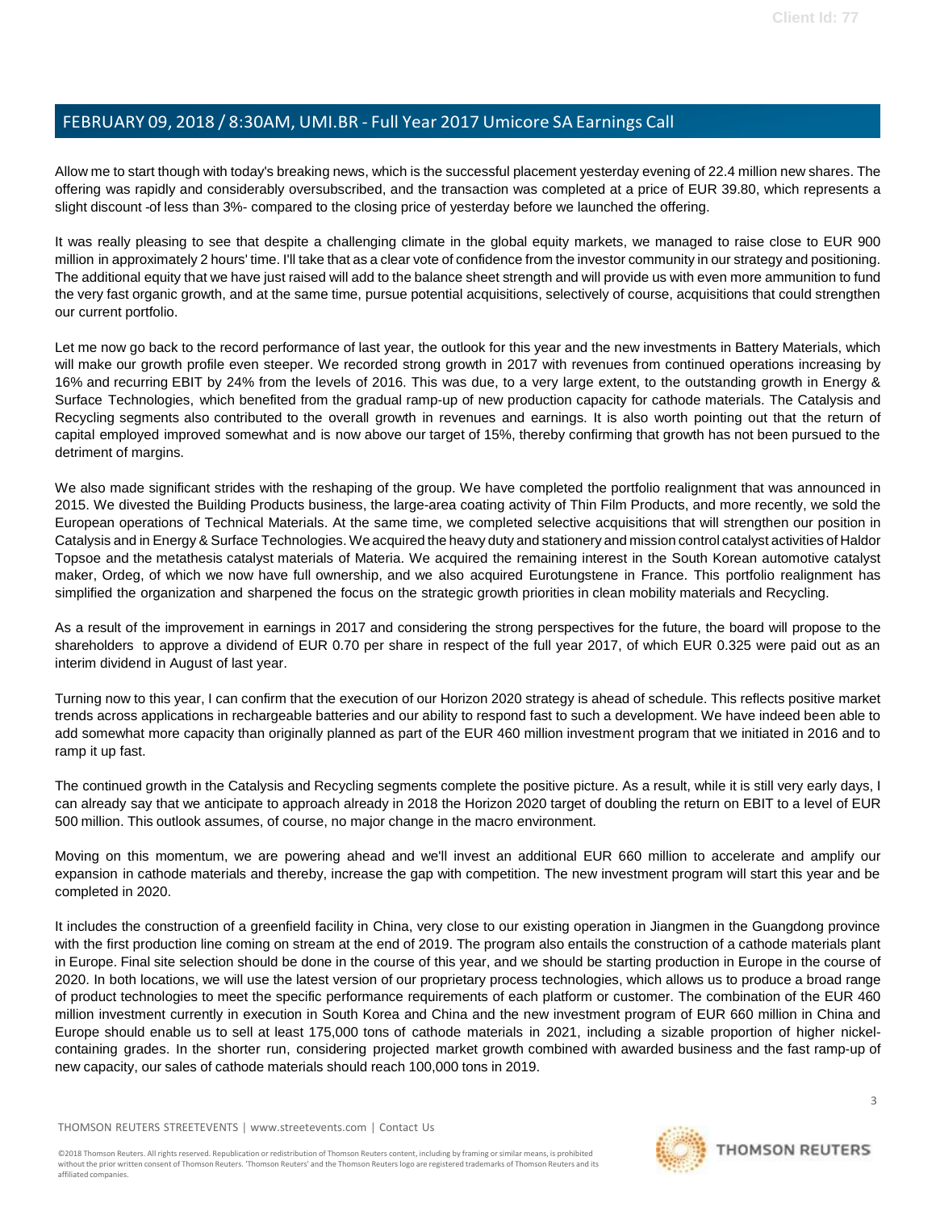Allow me to start though with today's breaking news, which is the successful placement yesterday evening of 22.4 million new shares. The offering was rapidly and considerably oversubscribed, and the transaction was completed at a price of EUR 39.80, which represents a slight discount -of less than 3%- compared to the closing price of yesterday before we launched the offering.

It was really pleasing to see that despite a challenging climate in the global equity markets, we managed to raise close to EUR 900 million in approximately 2 hours' time. I'll take that as a clear vote of confidence from the investor community in our strategy and positioning. The additional equity that we have just raised will add to the balance sheet strength and will provide us with even more ammunition to fund the very fast organic growth, and at the same time, pursue potential acquisitions, selectively of course, acquisitions that could strengthen our current portfolio.

Let me now go back to the record performance of last year, the outlook for this year and the new investments in Battery Materials, which will make our growth profile even steeper. We recorded strong growth in 2017 with revenues from continued operations increasing by 16% and recurring EBIT by 24% from the levels of 2016. This was due, to a very large extent, to the outstanding growth in Energy & Surface Technologies, which benefited from the gradual ramp-up of new production capacity for cathode materials. The Catalysis and Recycling segments also contributed to the overall growth in revenues and earnings. It is also worth pointing out that the return of capital employed improved somewhat and is now above our target of 15%, thereby confirming that growth has not been pursued to the detriment of margins.

We also made significant strides with the reshaping of the group. We have completed the portfolio realignment that was announced in 2015. We divested the Building Products business, the large-area coating activity of Thin Film Products, and more recently, we sold the European operations of Technical Materials. At the same time, we completed selective acquisitions that will strengthen our position in Catalysis and in Energy & Surface Technologies. We acquired the heavy duty and stationery and mission control catalyst activities of Haldor Topsoe and the metathesis catalyst materials of Materia. We acquired the remaining interest in the South Korean automotive catalyst maker, Ordeg, of which we now have full ownership, and we also acquired Eurotungstene in France. This portfolio realignment has simplified the organization and sharpened the focus on the strategic growth priorities in clean mobility materials and Recycling.

As a result of the improvement in earnings in 2017 and considering the strong perspectives for the future, the board will propose to the shareholders to approve a dividend of EUR 0.70 per share in respect of the full year 2017, of which EUR 0.325 were paid out as an interim dividend in August of last year.

Turning now to this year, I can confirm that the execution of our Horizon 2020 strategy is ahead of schedule. This reflects positive market trends across applications in rechargeable batteries and our ability to respond fast to such a development. We have indeed been able to add somewhat more capacity than originally planned as part of the EUR 460 million investment program that we initiated in 2016 and to ramp it up fast.

The continued growth in the Catalysis and Recycling segments complete the positive picture. As a result, while it is still very early days, I can already say that we anticipate to approach already in 2018 the Horizon 2020 target of doubling the return on EBIT to a level of EUR 500 million. This outlook assumes, of course, no major change in the macro environment.

Moving on this momentum, we are powering ahead and we'll invest an additional EUR 660 million to accelerate and amplify our expansion in cathode materials and thereby, increase the gap with competition. The new investment program will start this year and be completed in 2020.

It includes the construction of a greenfield facility in China, very close to our existing operation in Jiangmen in the Guangdong province with the first production line coming on stream at the end of 2019. The program also entails the construction of a cathode materials plant in Europe. Final site selection should be done in the course of this year, and we should be starting production in Europe in the course of 2020. In both locations, we will use the latest version of our proprietary process technologies, which allows us to produce a broad range of product technologies to meet the specific performance requirements of each platform or customer. The combination of the EUR 460 million investment currently in execution in South Korea and China and the new investment program of EUR 660 million in China and Europe should enable us to sell at least 175,000 tons of cathode materials in 2021, including a sizable proportion of higher nickel-containing grades. In the shorter run, considering projected market growth combined with awarded business and the fast ramp-up of new capacity, our sales of cathode materials should reach 100,000 tons in 2019.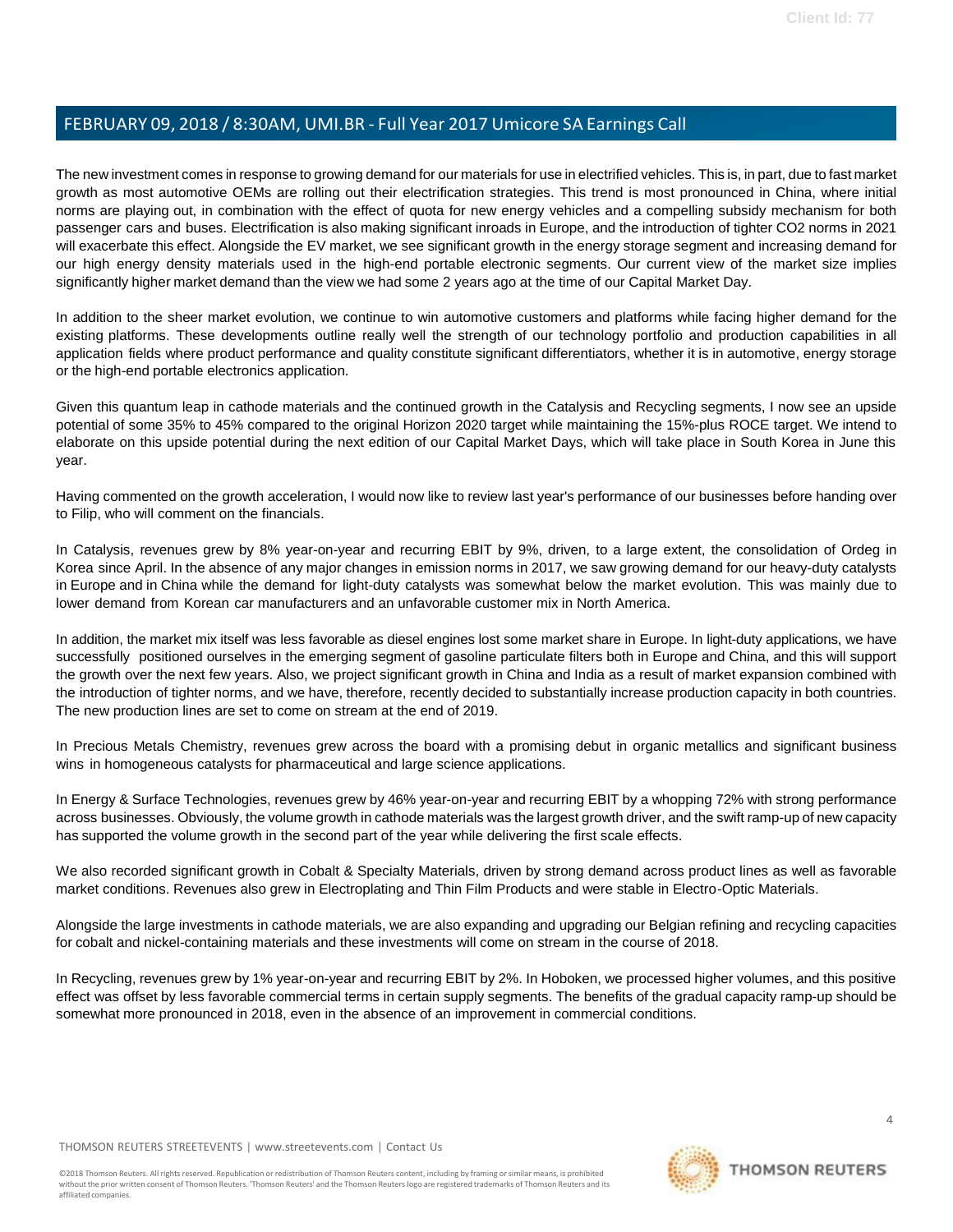The new investment comes in response to growing demand for our materials for use in electrified vehicles. This is, in part, due to fast market growth as most automotive OEMs are rolling out their electrification strategies. This trend is most pronounced in China, where initial norms are playing out, in combination with the effect of quota for new energy vehicles and a compelling subsidy mechanism for both passenger cars and buses. Electrification is also making significant inroads in Europe, and the introduction of tighter CO2 norms in 2021 will exacerbate this effect. Alongside the EV market, we see significant growth in the energy storage segment and increasing demand for our high energy density materials used in the high-end portable electronic segments. Our current view of the market size implies significantly higher market demand than the view we had some 2 years ago at the time of our Capital Market Day.

In addition to the sheer market evolution, we continue to win automotive customers and platforms while facing higher demand for the existing platforms. These developments outline really well the strength of our technology portfolio and production capabilities in all application fields where product performance and quality constitute significant differentiators, whether it is in automotive, energy storage or the high-end portable electronics application.

Given this quantum leap in cathode materials and the continued growth in the Catalysis and Recycling segments, I now see an upside potential of some 35% to 45% compared to the original Horizon 2020 target while maintaining the 15%-plus ROCE target. We intend to elaborate on this upside potential during the next edition of our Capital Market Days, which will take place in South Korea in June this year.

Having commented on the growth acceleration, I would now like to review last year's performance of our businesses before handing over to Filip, who will comment on the financials.

In Catalysis, revenues grew by 8% year-on-year and recurring EBIT by 9%, driven, to a large extent, the consolidation of Ordeg in Korea since April. In the absence of any major changes in emission norms in 2017, we saw growing demand for our heavy-duty catalysts in Europe and in China while the demand for light-duty catalysts was somewhat below the market evolution. This was mainly due to lower demand from Korean car manufacturers and an unfavorable customer mix in North America.

In addition, the market mix itself was less favorable as diesel engines lost some market share in Europe. In light-duty applications, we have successfully positioned ourselves in the emerging segment of gasoline particulate filters both in Europe and China, and this will support the growth over the next few years. Also, we project significant growth in China and India as a result of market expansion combined with the introduction of tighter norms, and we have, therefore, recently decided to substantially increase production capacity in both countries. The new production lines are set to come on stream at the end of 2019.

In Precious Metals Chemistry, revenues grew across the board with a promising debut in organic metallics and significant business wins in homogeneous catalysts for pharmaceutical and large science applications.

In Energy & Surface Technologies, revenues grew by 46% year-on-year and recurring EBIT by a whopping 72% with strong performance across businesses. Obviously, the volume growth in cathode materials was the largest growth driver, and the swift ramp-up of new capacity has supported the volume growth in the second part of the year while delivering the first scale effects.

We also recorded significant growth in Cobalt & Specialty Materials, driven by strong demand across product lines as well as favorable market conditions. Revenues also grew in Electroplating and Thin Film Products and were stable in Electro-Optic Materials.

Alongside the large investments in cathode materials, we are also expanding and upgrading our Belgian refining and recycling capacities for cobalt and nickel-containing materials and these investments will come on stream in the course of 2018.

In Recycling, revenues grew by 1% year-on-year and recurring EBIT by 2%. In Hoboken, we processed higher volumes, and this positive effect was offset by less favorable commercial terms in certain supply segments. The benefits of the gradual capacity ramp-up should be somewhat more pronounced in 2018, even in the absence of an improvement in commercial conditions.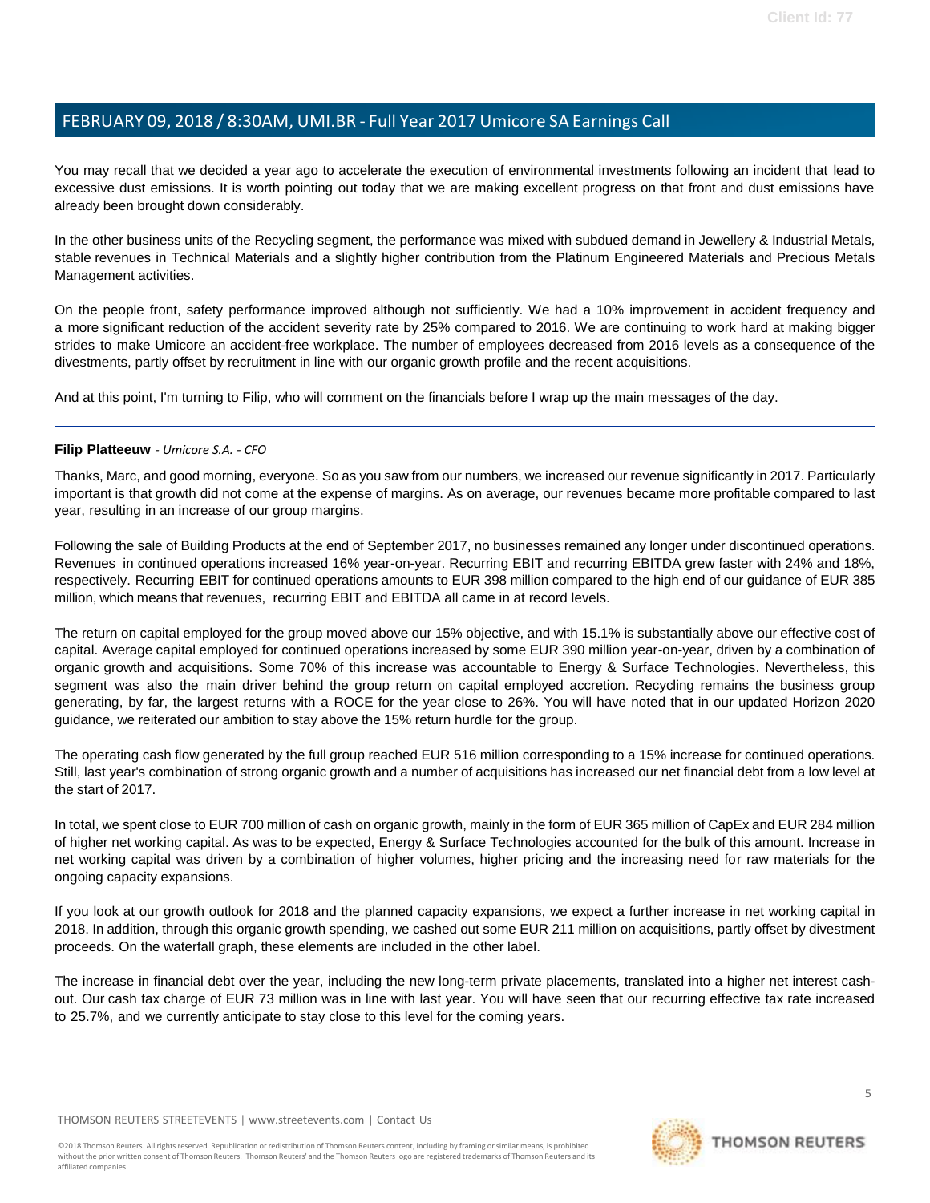You may recall that we decided a year ago to accelerate the execution of environmental investments following an incident that lead to excessive dust emissions. It is worth pointing out today that we are making excellent progress on that front and dust emissions have already been brought down considerably.

In the other business units of the Recycling segment, the performance was mixed with subdued demand in Jewellery & Industrial Metals, stable revenues in Technical Materials and a slightly higher contribution from the Platinum Engineered Materials and Precious Metals Management activities.

On the people front, safety performance improved although not sufficiently. We had a 10% improvement in accident frequency and a more significant reduction of the accident severity rate by 25% compared to 2016. We are continuing to work hard at making bigger strides to make Umicore an accident-free workplace. The number of employees decreased from 2016 levels as a consequence of the divestments, partly offset by recruitment in line with our organic growth profile and the recent acquisitions.

And at this point, I'm turning to Filip, who will comment on the financials before I wrap up the main messages of the day.

---

**Filip Platteeuw** - *Umicore S.A. - CFO*

Thanks, Marc, and good morning, everyone. So as you saw from our numbers, we increased our revenue significantly in 2017. Particularly important is that growth did not come at the expense of margins. As on average, our revenues became more profitable compared to last year, resulting in an increase of our group margins.

Following the sale of Building Products at the end of September 2017, no businesses remained any longer under discontinued operations. Revenues in continued operations increased 16% year-on-year. Recurring EBIT and recurring EBITDA grew faster with 24% and 18%, respectively. Recurring EBIT for continued operations amounts to EUR 398 million compared to the high end of our guidance of EUR 385 million, which means that revenues, recurring EBIT and EBITDA all came in at record levels.

The return on capital employed for the group moved above our 15% objective, and with 15.1% is substantially above our effective cost of capital. Average capital employed for continued operations increased by some EUR 390 million year-on-year, driven by a combination of organic growth and acquisitions. Some 70% of this increase was accountable to Energy & Surface Technologies. Nevertheless, this segment was also the main driver behind the group return on capital employed accretion. Recycling remains the business group generating, by far, the largest returns with a ROCE for the year close to 26%. You will have noted that in our updated Horizon 2020 guidance, we reiterated our ambition to stay above the 15% return hurdle for the group.

The operating cash flow generated by the full group reached EUR 516 million corresponding to a 15% increase for continued operations. Still, last year's combination of strong organic growth and a number of acquisitions has increased our net financial debt from a low level at the start of 2017.

In total, we spent close to EUR 700 million of cash on organic growth, mainly in the form of EUR 365 million of CapEx and EUR 284 million of higher net working capital. As was to be expected, Energy & Surface Technologies accounted for the bulk of this amount. Increase in net working capital was driven by a combination of higher volumes, higher pricing and the increasing need for raw materials for the ongoing capacity expansions.

If you look at our growth outlook for 2018 and the planned capacity expansions, we expect a further increase in net working capital in 2018. In addition, through this organic growth spending, we cashed out some EUR 211 million on acquisitions, partly offset by divestment proceeds. On the waterfall graph, these elements are included in the other label.

The increase in financial debt over the year, including the new long-term private placements, translated into a higher net interest cash-out. Our cash tax charge of EUR 73 million was in line with last year. You will have seen that our recurring effective tax rate increased to 25.7%, and we currently anticipate to stay close to this level for the coming years.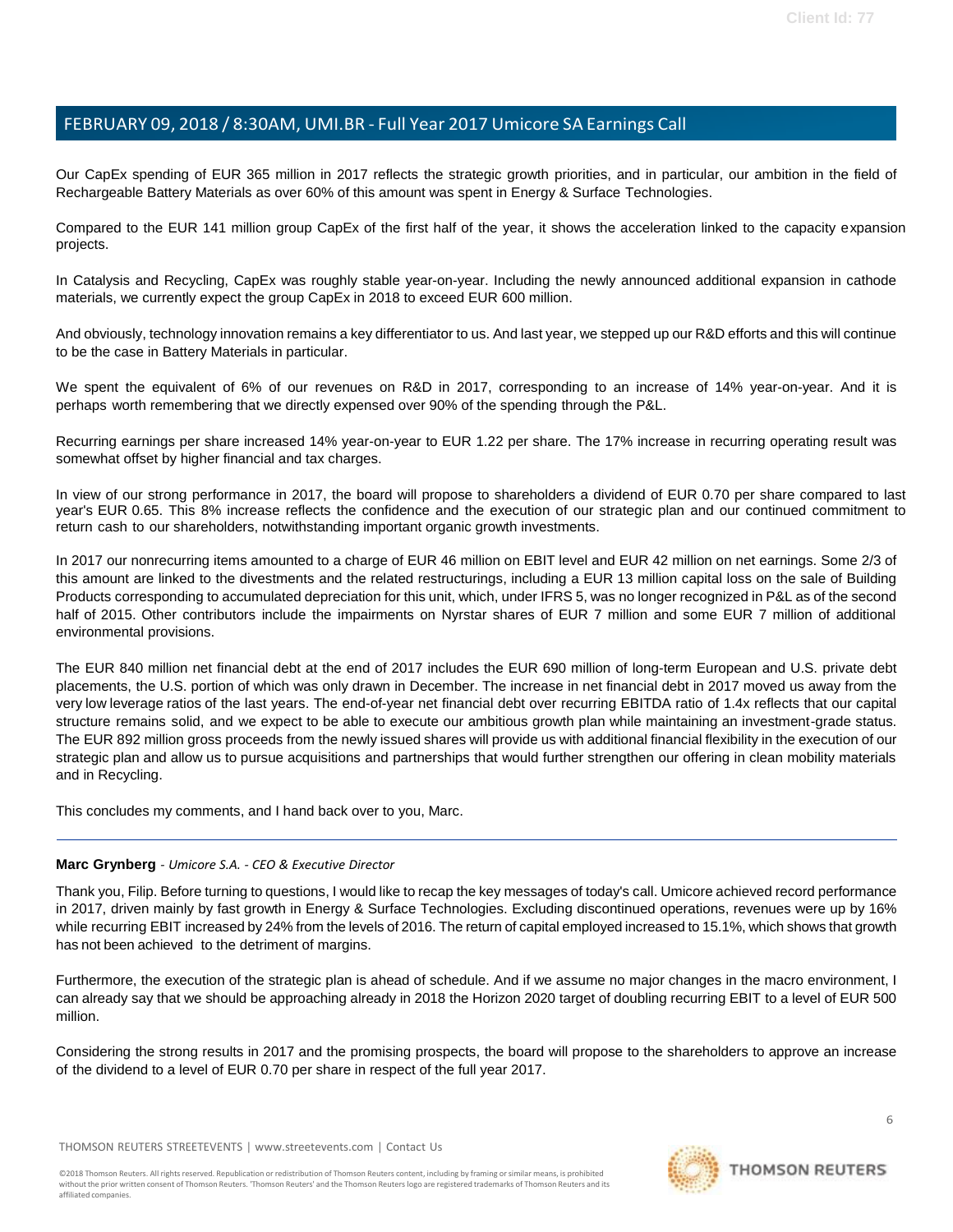Our CapEx spending of EUR 365 million in 2017 reflects the strategic growth priorities, and in particular, our ambition in the field of Rechargeable Battery Materials as over 60% of this amount was spent in Energy & Surface Technologies.

Compared to the EUR 141 million group CapEx of the first half of the year, it shows the acceleration linked to the capacity expansion projects.

In Catalysis and Recycling, CapEx was roughly stable year-on-year. Including the newly announced additional expansion in cathode materials, we currently expect the group CapEx in 2018 to exceed EUR 600 million.

And obviously, technology innovation remains a key differentiator to us. And last year, we stepped up our R&D efforts and this will continue to be the case in Battery Materials in particular.

We spent the equivalent of 6% of our revenues on R&D in 2017, corresponding to an increase of 14% year-on-year. And it is perhaps worth remembering that we directly expensed over 90% of the spending through the P&L.

Recurring earnings per share increased 14% year-on-year to EUR 1.22 per share. The 17% increase in recurring operating result was somewhat offset by higher financial and tax charges.

In view of our strong performance in 2017, the board will propose to shareholders a dividend of EUR 0.70 per share compared to last year's EUR 0.65. This 8% increase reflects the confidence and the execution of our strategic plan and our continued commitment to return cash to our shareholders, notwithstanding important organic growth investments.

In 2017 our nonrecurring items amounted to a charge of EUR 46 million on EBIT level and EUR 42 million on net earnings. Some 2/3 of this amount are linked to the divestments and the related restructurings, including a EUR 13 million capital loss on the sale of Building Products corresponding to accumulated depreciation for this unit, which, under IFRS 5, was no longer recognized in P&L as of the second half of 2015. Other contributors include the impairments on Nyrstar shares of EUR 7 million and some EUR 7 million of additional environmental provisions.

The EUR 840 million net financial debt at the end of 2017 includes the EUR 690 million of long-term European and U.S. private debt placements, the U.S. portion of which was only drawn in December. The increase in net financial debt in 2017 moved us away from the very low leverage ratios of the last years. The end-of-year net financial debt over recurring EBITDA ratio of 1.4x reflects that our capital structure remains solid, and we expect to be able to execute our ambitious growth plan while maintaining an investment-grade status. The EUR 892 million gross proceeds from the newly issued shares will provide us with additional financial flexibility in the execution of our strategic plan and allow us to pursue acquisitions and partnerships that would further strengthen our offering in clean mobility materials and in Recycling.

This concludes my comments, and I hand back over to you, Marc.

---

**Marc Grynberg** - *Umicore S.A. - CEO & Executive Director*

Thank you, Filip. Before turning to questions, I would like to recap the key messages of today's call. Umicore achieved record performance in 2017, driven mainly by fast growth in Energy & Surface Technologies. Excluding discontinued operations, revenues were up by 16% while recurring EBIT increased by 24% from the levels of 2016. The return of capital employed increased to 15.1%, which shows that growth has not been achieved to the detriment of margins.

Furthermore, the execution of the strategic plan is ahead of schedule. And if we assume no major changes in the macro environment, I can already say that we should be approaching already in 2018 the Horizon 2020 target of doubling recurring EBIT to a level of EUR 500 million.

Considering the strong results in 2017 and the promising prospects, the board will propose to the shareholders to approve an increase of the dividend to a level of EUR 0.70 per share in respect of the full year 2017.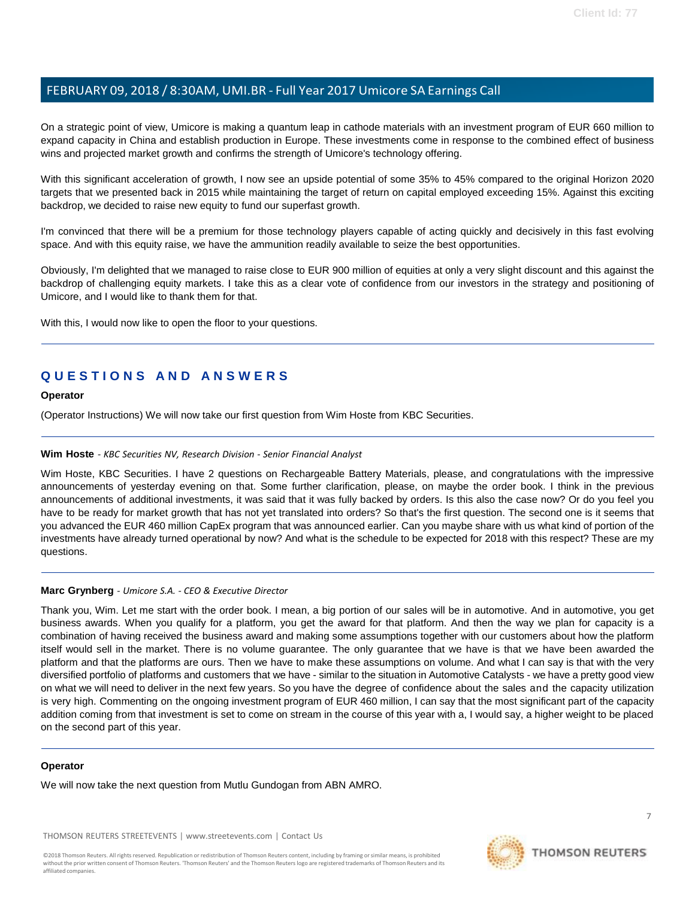On a strategic point of view, Umicore is making a quantum leap in cathode materials with an investment program of EUR 660 million to expand capacity in China and establish production in Europe. These investments come in response to the combined effect of business wins and projected market growth and confirms the strength of Umicore's technology offering.

With this significant acceleration of growth, I now see an upside potential of some 35% to 45% compared to the original Horizon 2020 targets that we presented back in 2015 while maintaining the target of return on capital employed exceeding 15%. Against this exciting backdrop, we decided to raise new equity to fund our superfast growth.

I'm convinced that there will be a premium for those technology players capable of acting quickly and decisively in this fast evolving space. And with this equity raise, we have the ammunition readily available to seize the best opportunities.

Obviously, I'm delighted that we managed to raise close to EUR 900 million of equities at only a very slight discount and this against the backdrop of challenging equity markets. I take this as a clear vote of confidence from our investors in the strategy and positioning of Umicore, and I would like to thank them for that.

With this, I would now like to open the floor to your questions.

---

## QUESTIONS AND ANSWERS

**Operator**

(Operator Instructions) We will now take our first question from Wim Hoste from KBC Securities.

---

**Wim Hoste** - *KBC Securities NV, Research Division - Senior Financial Analyst*

Wim Hoste, KBC Securities. I have 2 questions on Rechargeable Battery Materials, please, and congratulations with the impressive announcements of yesterday evening on that. Some further clarification, please, on maybe the order book. I think in the previous announcements of additional investments, it was said that it was fully backed by orders. Is this also the case now? Or do you feel you have to be ready for market growth that has not yet translated into orders? So that's the first question. The second one is it seems that you advanced the EUR 460 million CapEx program that was announced earlier. Can you maybe share with us what kind of portion of the investments have already turned operational by now? And what is the schedule to be expected for 2018 with this respect? These are my questions.

---

**Marc Grynberg** - *Umicore S.A. - CEO & Executive Director*

Thank you, Wim. Let me start with the order book. I mean, a big portion of our sales will be in automotive. And in automotive, you get business awards. When you qualify for a platform, you get the award for that platform. And then the way we plan for capacity is a combination of having received the business award and making some assumptions together with our customers about how the platform itself would sell in the market. There is no volume guarantee. The only guarantee that we have is that we have been awarded the platform and that the platforms are ours. Then we have to make these assumptions on volume. And what I can say is that with the very diversified portfolio of platforms and customers that we have - similar to the situation in Automotive Catalysts - we have a pretty good view on what we will need to deliver in the next few years. So you have the degree of confidence about the sales and the capacity utilization is very high. Commenting on the ongoing investment program of EUR 460 million, I can say that the most significant part of the capacity addition coming from that investment is set to come on stream in the course of this year with a, I would say, a higher weight to be placed on the second part of this year.

---

**Operator**

We will now take the next question from Mutlu Gundogan from ABN AMRO.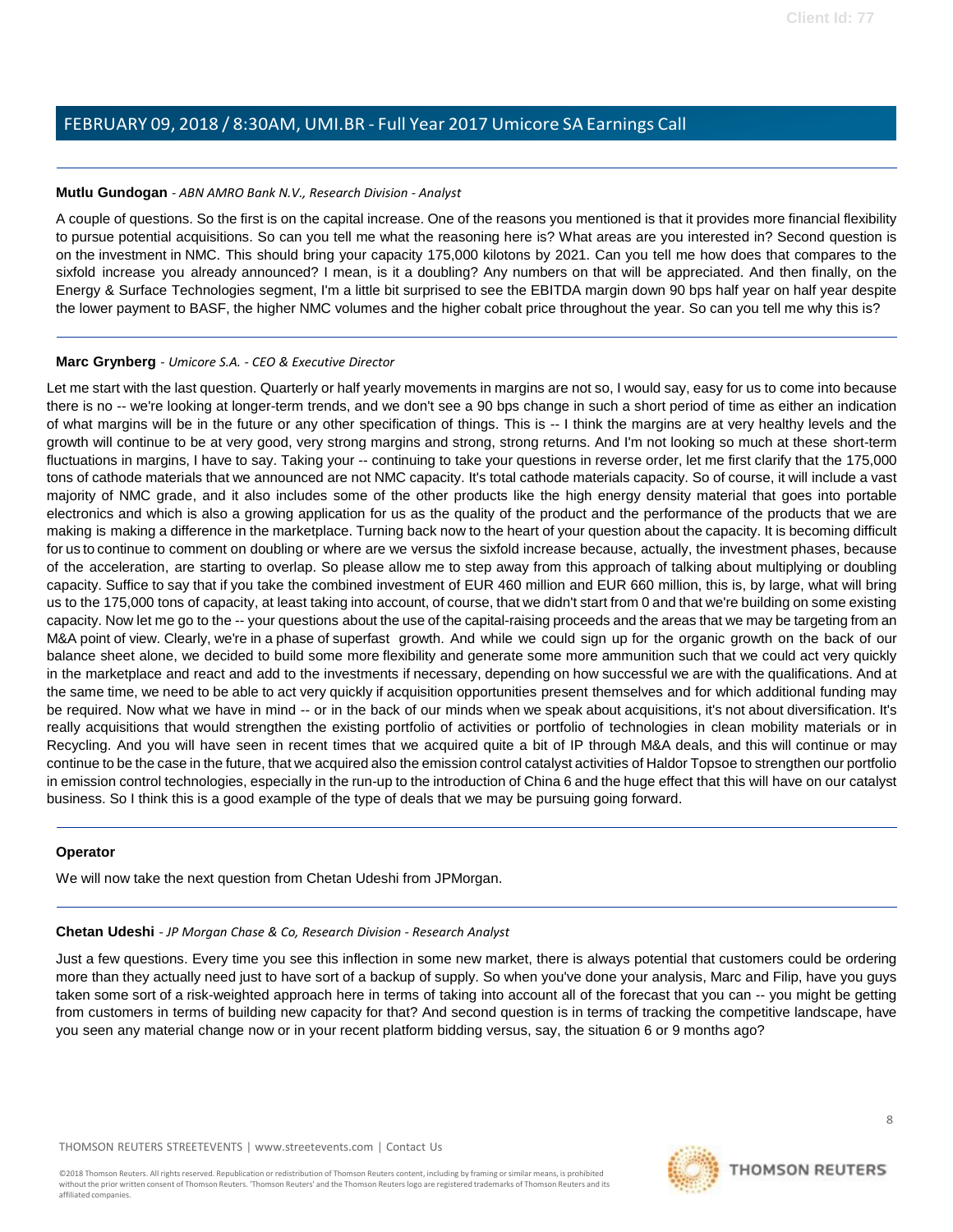**Mutlu Gundogan** - *ABN AMRO Bank N.V., Research Division - Analyst*

A couple of questions. So the first is on the capital increase. One of the reasons you mentioned is that it provides more financial flexibility to pursue potential acquisitions. So can you tell me what the reasoning here is? What areas are you interested in? Second question is on the investment in NMC. This should bring your capacity 175,000 kilotons by 2021. Can you tell me how does that compares to the sixfold increase you already announced? I mean, is it a doubling? Any numbers on that will be appreciated. And then finally, on the Energy & Surface Technologies segment, I'm a little bit surprised to see the EBITDA margin down 90 bps half year on half year despite the lower payment to BASF, the higher NMC volumes and the higher cobalt price throughout the year. So can you tell me why this is?

**Marc Grynberg** - *Umicore S.A. - CEO & Executive Director*

Let me start with the last question. Quarterly or half yearly movements in margins are not so, I would say, easy for us to come into because there is no -- we're looking at longer-term trends, and we don't see a 90 bps change in such a short period of time as either an indication of what margins will be in the future or any other specification of things. This is -- I think the margins are at very healthy levels and the growth will continue to be at very good, very strong margins and strong, strong returns. And I'm not looking so much at these short-term fluctuations in margins, I have to say. Taking your -- continuing to take your questions in reverse order, let me first clarify that the 175,000 tons of cathode materials that we announced are not NMC capacity. It's total cathode materials capacity. So of course, it will include a vast majority of NMC grade, and it also includes some of the other products like the high energy density material that goes into portable electronics and which is also a growing application for us as the quality of the product and the performance of the products that we are making is making a difference in the marketplace. Turning back now to the heart of your question about the capacity. It is becoming difficult for us to continue to comment on doubling or where are we versus the sixfold increase because, actually, the investment phases, because of the acceleration, are starting to overlap. So please allow me to step away from this approach of talking about multiplying or doubling capacity. Suffice to say that if you take the combined investment of EUR 460 million and EUR 660 million, this is, by large, what will bring us to the 175,000 tons of capacity, at least taking into account, of course, that we didn't start from 0 and that we're building on some existing capacity. Now let me go to the -- your questions about the use of the capital-raising proceeds and the areas that we may be targeting from an M&A point of view. Clearly, we're in a phase of superfast growth. And while we could sign up for the organic growth on the back of our balance sheet alone, we decided to build some more flexibility and generate some more ammunition such that we could act very quickly in the marketplace and react and add to the investments if necessary, depending on how successful we are with the qualifications. And at the same time, we need to be able to act very quickly if acquisition opportunities present themselves and for which additional funding may be required. Now what we have in mind -- or in the back of our minds when we speak about acquisitions, it's not about diversification. It's really acquisitions that would strengthen the existing portfolio of activities or portfolio of technologies in clean mobility materials or in Recycling. And you will have seen in recent times that we acquired quite a bit of IP through M&A deals, and this will continue or may continue to be the case in the future, that we acquired also the emission control catalyst activities of Haldor Topsoe to strengthen our portfolio in emission control technologies, especially in the run-up to the introduction of China 6 and the huge effect that this will have on our catalyst business. So I think this is a good example of the type of deals that we may be pursuing going forward.

**Operator**

We will now take the next question from Chetan Udeshi from JPMorgan.

**Chetan Udeshi** - *JP Morgan Chase & Co, Research Division - Research Analyst*

Just a few questions. Every time you see this inflection in some new market, there is always potential that customers could be ordering more than they actually need just to have sort of a backup of supply. So when you've done your analysis, Marc and Filip, have you guys taken some sort of a risk-weighted approach here in terms of taking into account all of the forecast that you can -- you might be getting from customers in terms of building new capacity for that? And second question is in terms of tracking the competitive landscape, have you seen any material change now or in your recent platform bidding versus, say, the situation 6 or 9 months ago?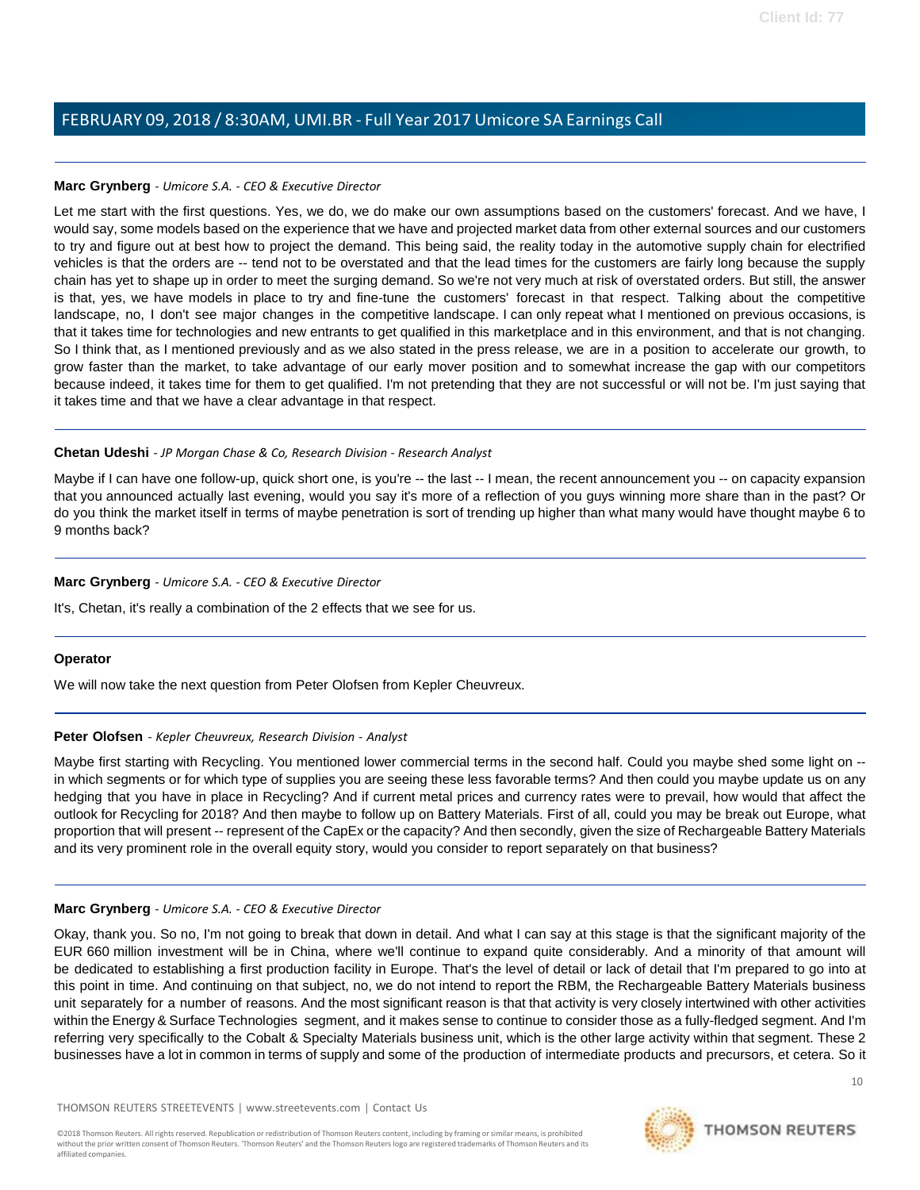**Marc Grynberg** - *Umicore S.A. - CEO & Executive Director*

Let me start with the first questions. Yes, we do, we do make our own assumptions based on the customers' forecast. And we have, I would say, some models based on the experience that we have and projected market data from other external sources and our customers to try and figure out at best how to project the demand. This being said, the reality today in the automotive supply chain for electrified vehicles is that the orders are -- tend not to be overstated and that the lead times for the customers are fairly long because the supply chain has yet to shape up in order to meet the surging demand. So we're not very much at risk of overstated orders. But still, the answer is that, yes, we have models in place to try and fine-tune the customers' forecast in that respect. Talking about the competitive landscape, no, I don't see major changes in the competitive landscape. I can only repeat what I mentioned on previous occasions, is that it takes time for technologies and new entrants to get qualified in this marketplace and in this environment, and that is not changing. So I think that, as I mentioned previously and as we also stated in the press release, we are in a position to accelerate our growth, to grow faster than the market, to take advantage of our early mover position and to somewhat increase the gap with our competitors because indeed, it takes time for them to get qualified. I'm not pretending that they are not successful or will not be. I'm just saying that it takes time and that we have a clear advantage in that respect.

**Chetan Udeshi** - *JP Morgan Chase & Co, Research Division - Research Analyst*

Maybe if I can have one follow-up, quick short one, is you're -- the last -- I mean, the recent announcement you -- on capacity expansion that you announced actually last evening, would you say it's more of a reflection of you guys winning more share than in the past? Or do you think the market itself in terms of maybe penetration is sort of trending up higher than what many would have thought maybe 6 to 9 months back?

**Marc Grynberg** - *Umicore S.A. - CEO & Executive Director*

It's, Chetan, it's really a combination of the 2 effects that we see for us.

**Operator**

We will now take the next question from Peter Olofsen from Kepler Cheuvreux.

**Peter Olofsen** - *Kepler Cheuvreux, Research Division - Analyst*

Maybe first starting with Recycling. You mentioned lower commercial terms in the second half. Could you maybe shed some light on -- in which segments or for which type of supplies you are seeing these less favorable terms? And then could you maybe update us on any hedging that you have in place in Recycling? And if current metal prices and currency rates were to prevail, how would that affect the outlook for Recycling for 2018? And then maybe to follow up on Battery Materials. First of all, could you may be break out Europe, what proportion that will present -- represent of the CapEx or the capacity? And then secondly, given the size of Rechargeable Battery Materials and its very prominent role in the overall equity story, would you consider to report separately on that business?

**Marc Grynberg** - *Umicore S.A. - CEO & Executive Director*

Okay, thank you. So no, I'm not going to break that down in detail. And what I can say at this stage is that the significant majority of the EUR 660 million investment will be in China, where we'll continue to expand quite considerably. And a minority of that amount will be dedicated to establishing a first production facility in Europe. That's the level of detail or lack of detail that I'm prepared to go into at this point in time. And continuing on that subject, no, we do not intend to report the RBM, the Rechargeable Battery Materials business unit separately for a number of reasons. And the most significant reason is that that activity is very closely intertwined with other activities within the Energy & Surface Technologies segment, and it makes sense to continue to consider those as a fully-fledged segment. And I'm referring very specifically to the Cobalt & Specialty Materials business unit, which is the other large activity within that segment. These 2 businesses have a lot in common in terms of supply and some of the production of intermediate products and precursors, et cetera. So it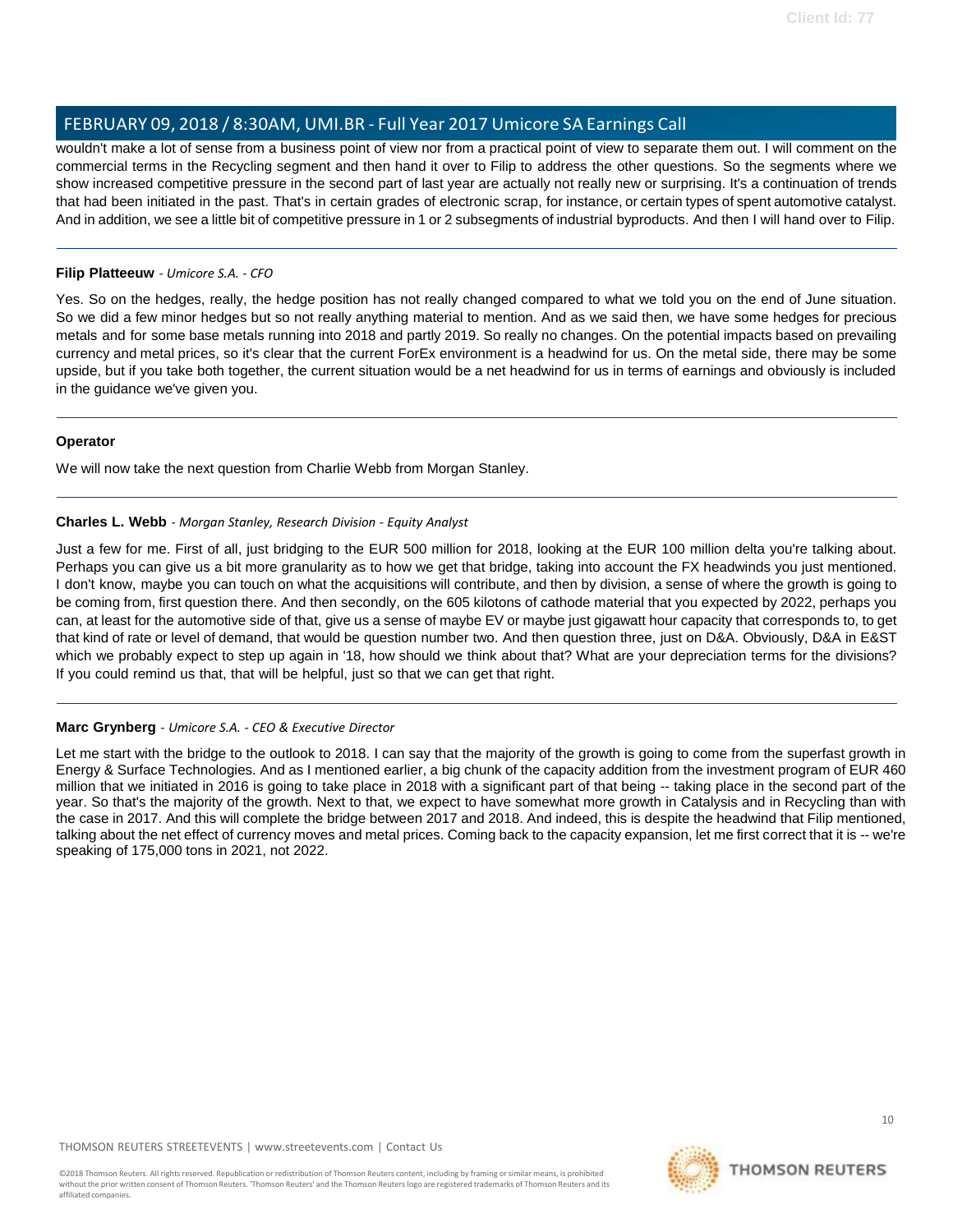wouldn't make a lot of sense from a business point of view nor from a practical point of view to separate them out. I will comment on the commercial terms in the Recycling segment and then hand it over to Filip to address the other questions. So the segments where we show increased competitive pressure in the second part of last year are actually not really new or surprising. It's a continuation of trends that had been initiated in the past. That's in certain grades of electronic scrap, for instance, or certain types of spent automotive catalyst. And in addition, we see a little bit of competitive pressure in 1 or 2 subsegments of industrial byproducts. And then I will hand over to Filip.

---

**Filip Platteeuw** - *Umicore S.A. - CFO*

Yes. So on the hedges, really, the hedge position has not really changed compared to what we told you on the end of June situation. So we did a few minor hedges but so not really anything material to mention. And as we said then, we have some hedges for precious metals and for some base metals running into 2018 and partly 2019. So really no changes. On the potential impacts based on prevailing currency and metal prices, so it's clear that the current ForEx environment is a headwind for us. On the metal side, there may be some upside, but if you take both together, the current situation would be a net headwind for us in terms of earnings and obviously is included in the guidance we've given you.

---

**Operator**

We will now take the next question from Charlie Webb from Morgan Stanley.

---

**Charles L. Webb** - *Morgan Stanley, Research Division - Equity Analyst*

Just a few for me. First of all, just bridging to the EUR 500 million for 2018, looking at the EUR 100 million delta you're talking about. Perhaps you can give us a bit more granularity as to how we get that bridge, taking into account the FX headwinds you just mentioned. I don't know, maybe you can touch on what the acquisitions will contribute, and then by division, a sense of where the growth is going to be coming from, first question there. And then secondly, on the 605 kilotons of cathode material that you expected by 2022, perhaps you can, at least for the automotive side of that, give us a sense of maybe EV or maybe just gigawatt hour capacity that corresponds to, to get that kind of rate or level of demand, that would be question number two. And then question three, just on D&A. Obviously, D&A in E&ST which we probably expect to step up again in '18, how should we think about that? What are your depreciation terms for the divisions? If you could remind us that, that will be helpful, just so that we can get that right.

---

**Marc Grynberg** - *Umicore S.A. - CEO & Executive Director*

Let me start with the bridge to the outlook to 2018. I can say that the majority of the growth is going to come from the superfast growth in Energy & Surface Technologies. And as I mentioned earlier, a big chunk of the capacity addition from the investment program of EUR 460 million that we initiated in 2016 is going to take place in 2018 with a significant part of that being -- taking place in the second part of the year. So that's the majority of the growth. Next to that, we expect to have somewhat more growth in Catalysis and in Recycling than with the case in 2017. And this will complete the bridge between 2017 and 2018. And indeed, this is despite the headwind that Filip mentioned, talking about the net effect of currency moves and metal prices. Coming back to the capacity expansion, let me first correct that it is -- we're speaking of 175,000 tons in 2021, not 2022.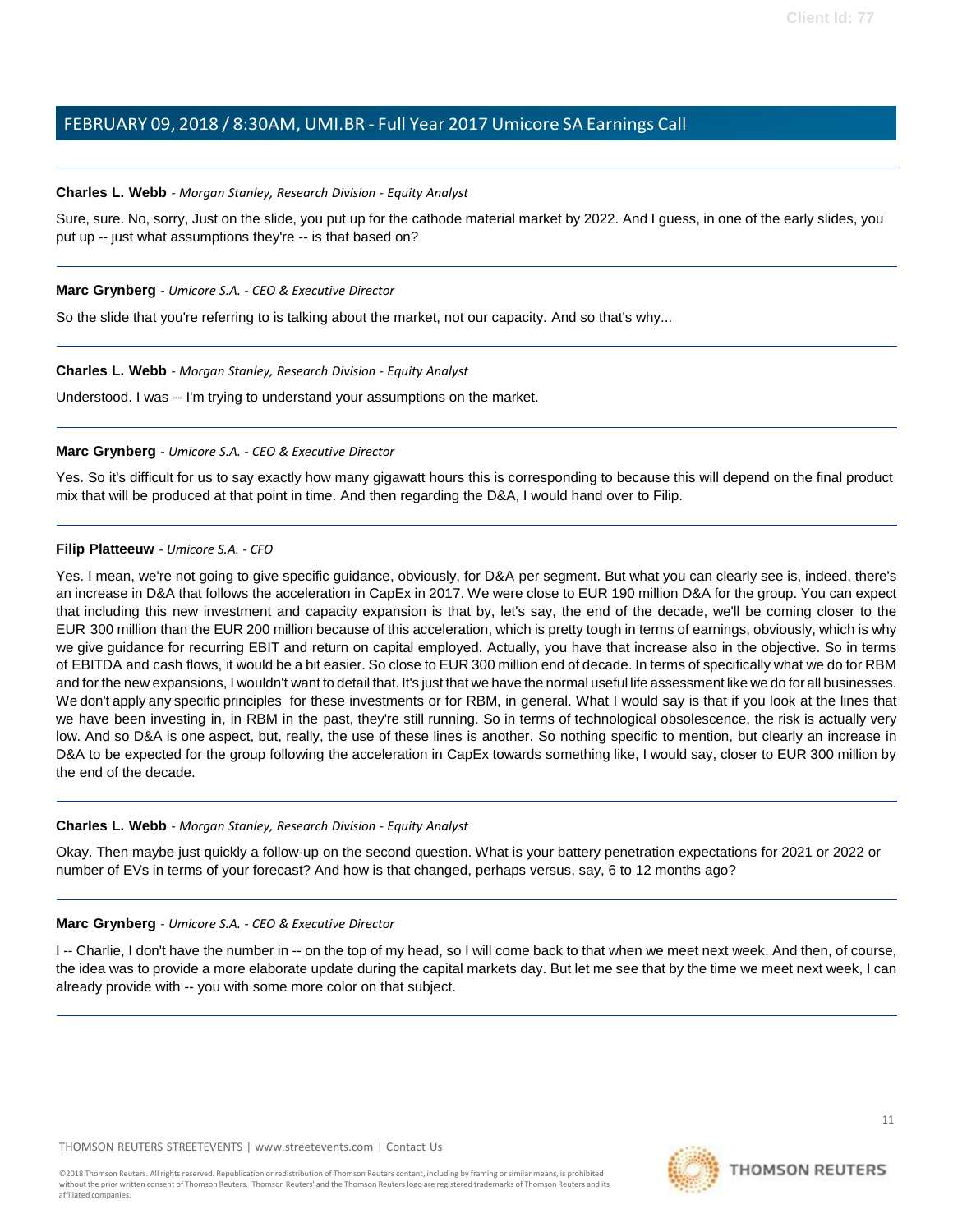**Charles L. Webb** - *Morgan Stanley, Research Division - Equity Analyst*

Sure, sure. No, sorry, Just on the slide, you put up for the cathode material market by 2022. And I guess, in one of the early slides, you put up -- just what assumptions they're -- is that based on?

---

**Marc Grynberg** - *Umicore S.A. - CEO & Executive Director*

So the slide that you're referring to is talking about the market, not our capacity. And so that's why...

---

**Charles L. Webb** - *Morgan Stanley, Research Division - Equity Analyst*

Understood. I was -- I'm trying to understand your assumptions on the market.

---

**Marc Grynberg** - *Umicore S.A. - CEO & Executive Director*

Yes. So it's difficult for us to say exactly how many gigawatt hours this is corresponding to because this will depend on the final product mix that will be produced at that point in time. And then regarding the D&A, I would hand over to Filip.

---

**Filip Platteeuw** - *Umicore S.A. - CFO*

Yes. I mean, we're not going to give specific guidance, obviously, for D&A per segment. But what you can clearly see is, indeed, there's an increase in D&A that follows the acceleration in CapEx in 2017. We were close to EUR 190 million D&A for the group. You can expect that including this new investment and capacity expansion is that by, let's say, the end of the decade, we'll be coming closer to the EUR 300 million than the EUR 200 million because of this acceleration, which is pretty tough in terms of earnings, obviously, which is why we give guidance for recurring EBIT and return on capital employed. Actually, you have that increase also in the objective. So in terms of EBITDA and cash flows, it would be a bit easier. So close to EUR 300 million end of decade. In terms of specifically what we do for RBM and for the new expansions, I wouldn't want to detail that. It's just that we have the normal useful life assessment like we do for all businesses. We don't apply any specific principles for these investments or for RBM, in general. What I would say is that if you look at the lines that we have been investing in, in RBM in the past, they're still running. So in terms of technological obsolescence, the risk is actually very low. And so D&A is one aspect, but, really, the use of these lines is another. So nothing specific to mention, but clearly an increase in D&A to be expected for the group following the acceleration in CapEx towards something like, I would say, closer to EUR 300 million by the end of the decade.

---

**Charles L. Webb** - *Morgan Stanley, Research Division - Equity Analyst*

Okay. Then maybe just quickly a follow-up on the second question. What is your battery penetration expectations for 2021 or 2022 or number of EVs in terms of your forecast? And how is that changed, perhaps versus, say, 6 to 12 months ago?

---

**Marc Grynberg** - *Umicore S.A. - CEO & Executive Director*

I -- Charlie, I don't have the number in -- on the top of my head, so I will come back to that when we meet next week. And then, of course, the idea was to provide a more elaborate update during the capital markets day. But let me see that by the time we meet next week, I can already provide with -- you with some more color on that subject.

---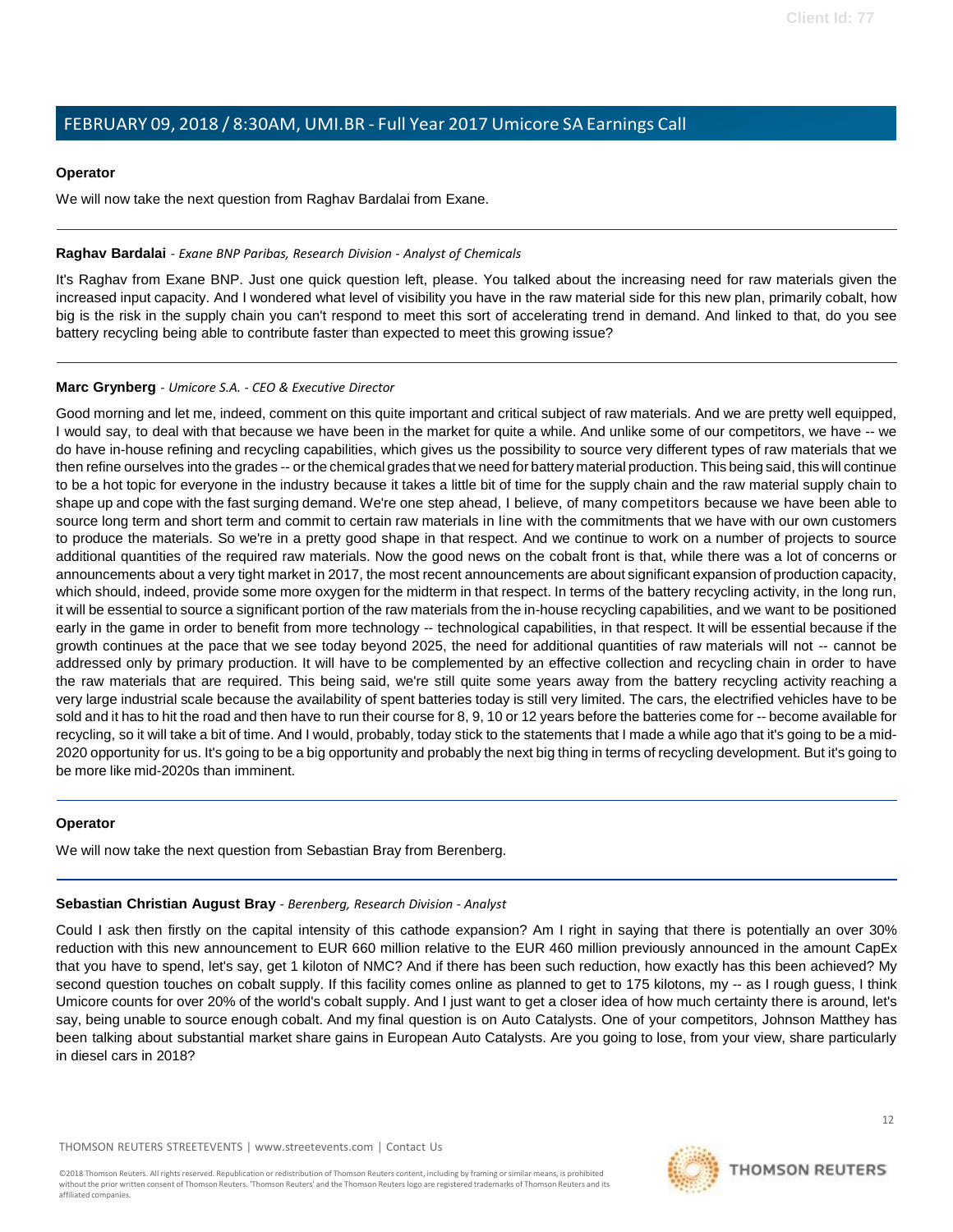**Operator**

We will now take the next question from Raghav Bardalai from Exane.

---

**Raghav Bardalai** - *Exane BNP Paribas, Research Division - Analyst of Chemicals*

It's Raghav from Exane BNP. Just one quick question left, please. You talked about the increasing need for raw materials given the increased input capacity. And I wondered what level of visibility you have in the raw material side for this new plan, primarily cobalt, how big is the risk in the supply chain you can't respond to meet this sort of accelerating trend in demand. And linked to that, do you see battery recycling being able to contribute faster than expected to meet this growing issue?

---

**Marc Grynberg** - *Umicore S.A. - CEO & Executive Director*

Good morning and let me, indeed, comment on this quite important and critical subject of raw materials. And we are pretty well equipped, I would say, to deal with that because we have been in the market for quite a while. And unlike some of our competitors, we have -- we do have in-house refining and recycling capabilities, which gives us the possibility to source very different types of raw materials that we then refine ourselves into the grades -- or the chemical grades that we need for battery material production. This being said, this will continue to be a hot topic for everyone in the industry because it takes a little bit of time for the supply chain and the raw material supply chain to shape up and cope with the fast surging demand. We're one step ahead, I believe, of many competitors because we have been able to source long term and short term and commit to certain raw materials in line with the commitments that we have with our own customers to produce the materials. So we're in a pretty good shape in that respect. And we continue to work on a number of projects to source additional quantities of the required raw materials. Now the good news on the cobalt front is that, while there was a lot of concerns or announcements about a very tight market in 2017, the most recent announcements are about significant expansion of production capacity, which should, indeed, provide some more oxygen for the midterm in that respect. In terms of the battery recycling activity, in the long run, it will be essential to source a significant portion of the raw materials from the in-house recycling capabilities, and we want to be positioned early in the game in order to benefit from more technology -- technological capabilities, in that respect. It will be essential because if the growth continues at the pace that we see today beyond 2025, the need for additional quantities of raw materials will not -- cannot be addressed only by primary production. It will have to be complemented by an effective collection and recycling chain in order to have the raw materials that are required. This being said, we're still quite some years away from the battery recycling activity reaching a very large industrial scale because the availability of spent batteries today is still very limited. The cars, the electrified vehicles have to be sold and it has to hit the road and then have to run their course for 8, 9, 10 or 12 years before the batteries come for -- become available for recycling, so it will take a bit of time. And I would, probably, today stick to the statements that I made a while ago that it's going to be a mid-2020 opportunity for us. It's going to be a big opportunity and probably the next big thing in terms of recycling development. But it's going to be more like mid-2020s than imminent.

---

**Operator**

We will now take the next question from Sebastian Bray from Berenberg.

---

**Sebastian Christian August Bray** - *Berenberg, Research Division - Analyst*

Could I ask then firstly on the capital intensity of this cathode expansion? Am I right in saying that there is potentially an over 30% reduction with this new announcement to EUR 660 million relative to the EUR 460 million previously announced in the amount CapEx that you have to spend, let's say, get 1 kiloton of NMC? And if there has been such reduction, how exactly has this been achieved? My second question touches on cobalt supply. If this facility comes online as planned to get to 175 kilotons, my -- as I rough guess, I think Umicore counts for over 20% of the world's cobalt supply. And I just want to get a closer idea of how much certainty there is around, let's say, being unable to source enough cobalt. And my final question is on Auto Catalysts. One of your competitors, Johnson Matthey has been talking about substantial market share gains in European Auto Catalysts. Are you going to lose, from your view, share particularly in diesel cars in 2018?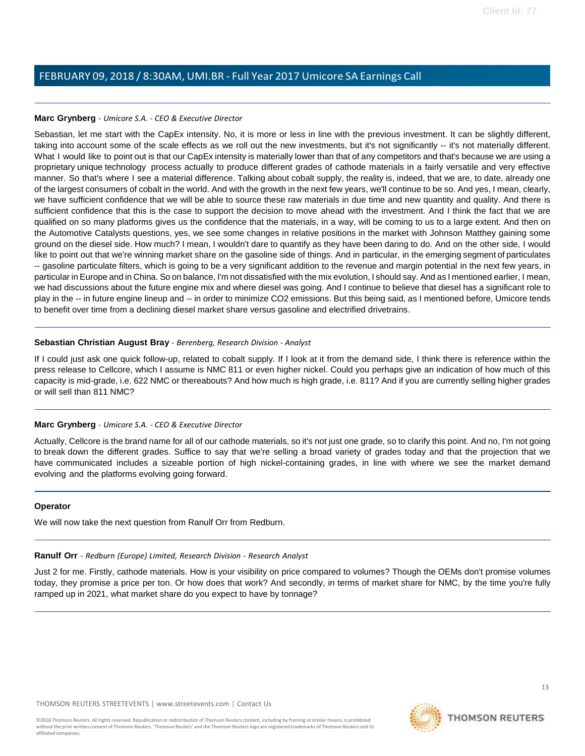**Marc Grynberg** - *Umicore S.A. - CEO & Executive Director*

Sebastian, let me start with the CapEx intensity. No, it is more or less in line with the previous investment. It can be slightly different, taking into account some of the scale effects as we roll out the new investments, but it's not significantly -- it's not materially different. What I would like to point out is that our CapEx intensity is materially lower than that of any competitors and that's because we are using a proprietary unique technology process actually to produce different grades of cathode materials in a fairly versatile and very effective manner. So that's where I see a material difference. Talking about cobalt supply, the reality is, indeed, that we are, to date, already one of the largest consumers of cobalt in the world. And with the growth in the next few years, we'll continue to be so. And yes, I mean, clearly, we have sufficient confidence that we will be able to source these raw materials in due time and new quantity and quality. And there is sufficient confidence that this is the case to support the decision to move ahead with the investment. And I think the fact that we are qualified on so many platforms gives us the confidence that the materials, in a way, will be coming to us to a large extent. And then on the Automotive Catalysts questions, yes, we see some changes in relative positions in the market with Johnson Matthey gaining some ground on the diesel side. How much? I mean, I wouldn't dare to quantify as they have been daring to do. And on the other side, I would like to point out that we're winning market share on the gasoline side of things. And in particular, in the emerging segment of particulates -- gasoline particulate filters, which is going to be a very significant addition to the revenue and margin potential in the next few years, in particular in Europe and in China. So on balance, I'm not dissatisfied with the mix evolution, I should say. And as I mentioned earlier, I mean, we had discussions about the future engine mix and where diesel was going. And I continue to believe that diesel has a significant role to play in the -- in future engine lineup and -- in order to minimize $CO_2$ emissions. But this being said, as I mentioned before, Umicore tends to benefit over time from a declining diesel market share versus gasoline and electrified drivetrains.

**Sebastian Christian August Bray** - *Berenberg, Research Division - Analyst*

If I could just ask one quick follow-up, related to cobalt supply. If I look at it from the demand side, I think there is reference within the press release to Cellcore, which I assume is NMC 811 or even higher nickel. Could you perhaps give an indication of how much of this capacity is mid-grade, i.e. 622 NMC or thereabouts? And how much is high grade, i.e. 811? And if you are currently selling higher grades or will sell than 811 NMC?

**Marc Grynberg** - *Umicore S.A. - CEO & Executive Director*

Actually, Cellcore is the brand name for all of our cathode materials, so it's not just one grade, so to clarify this point. And no, I'm not going to break down the different grades. Suffice to say that we're selling a broad variety of grades today and that the projection that we have communicated includes a sizeable portion of high nickel-containing grades, in line with where we see the market demand evolving and the platforms evolving going forward.

**Operator**

We will now take the next question from Ranulf Orr from Redburn.

**Ranulf Orr** - *Redburn (Europe) Limited, Research Division - Research Analyst*

Just 2 for me. Firstly, cathode materials. How is your visibility on price compared to volumes? Though the OEMs don't promise volumes today, they promise a price per ton. Or how does that work? And secondly, in terms of market share for NMC, by the time you're fully ramped up in 2021, what market share do you expect to have by tonnage?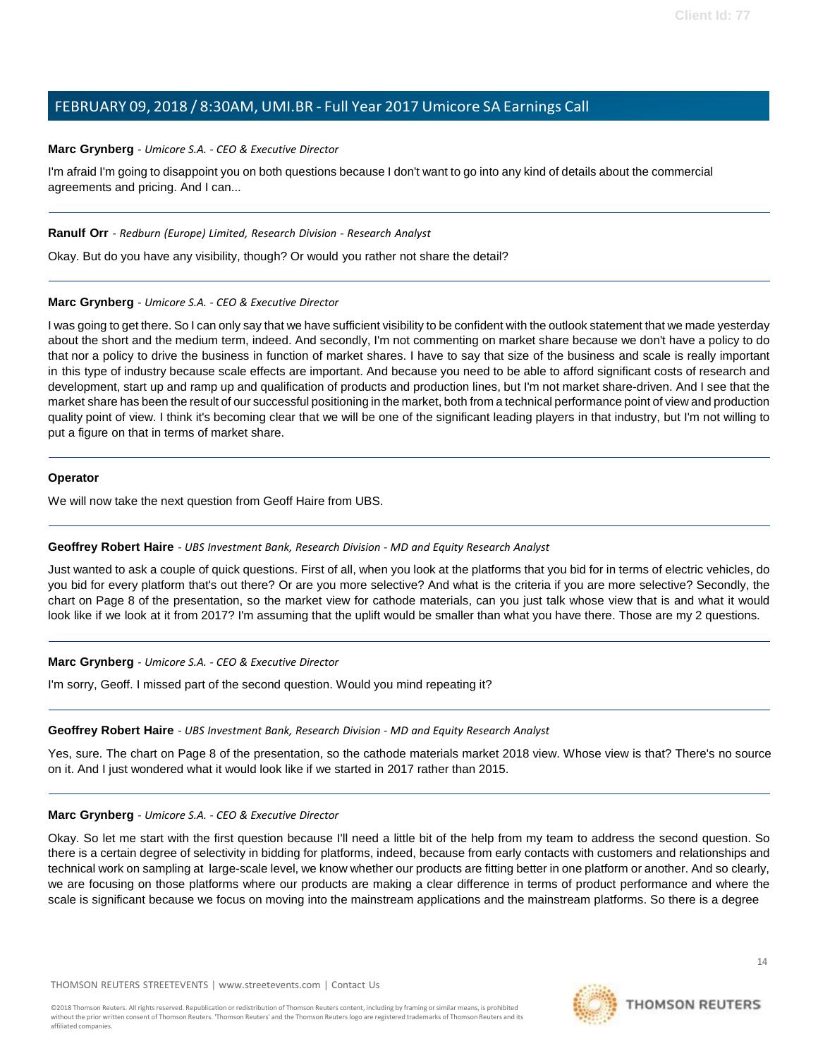**Marc Grynberg** - *Umicore S.A. - CEO & Executive Director*

I'm afraid I'm going to disappoint you on both questions because I don't want to go into any kind of details about the commercial agreements and pricing. And I can...

---

**Ranulf Orr** - *Redburn (Europe) Limited, Research Division - Research Analyst*

Okay. But do you have any visibility, though? Or would you rather not share the detail?

---

**Marc Grynberg** - *Umicore S.A. - CEO & Executive Director*

I was going to get there. So I can only say that we have sufficient visibility to be confident with the outlook statement that we made yesterday about the short and the medium term, indeed. And secondly, I'm not commenting on market share because we don't have a policy to do that nor a policy to drive the business in function of market shares. I have to say that size of the business and scale is really important in this type of industry because scale effects are important. And because you need to be able to afford significant costs of research and development, start up and ramp up and qualification of products and production lines, but I'm not market share-driven. And I see that the market share has been the result of our successful positioning in the market, both from a technical performance point of view and production quality point of view. I think it's becoming clear that we will be one of the significant leading players in that industry, but I'm not willing to put a figure on that in terms of market share.

---

**Operator**

We will now take the next question from Geoff Haire from UBS.

---

**Geoffrey Robert Haire** - *UBS Investment Bank, Research Division - MD and Equity Research Analyst*

Just wanted to ask a couple of quick questions. First of all, when you look at the platforms that you bid for in terms of electric vehicles, do you bid for every platform that's out there? Or are you more selective? And what is the criteria if you are more selective? Secondly, the chart on Page 8 of the presentation, so the market view for cathode materials, can you just talk whose view that is and what it would look like if we look at it from 2017? I'm assuming that the uplift would be smaller than what you have there. Those are my 2 questions.

---

**Marc Grynberg** - *Umicore S.A. - CEO & Executive Director*

I'm sorry, Geoff. I missed part of the second question. Would you mind repeating it?

---

**Geoffrey Robert Haire** - *UBS Investment Bank, Research Division - MD and Equity Research Analyst*

Yes, sure. The chart on Page 8 of the presentation, so the cathode materials market 2018 view. Whose view is that? There's no source on it. And I just wondered what it would look like if we started in 2017 rather than 2015.

---

**Marc Grynberg** - *Umicore S.A. - CEO & Executive Director*

Okay. So let me start with the first question because I'll need a little bit of the help from my team to address the second question. So there is a certain degree of selectivity in bidding for platforms, indeed, because from early contacts with customers and relationships and technical work on sampling at large-scale level, we know whether our products are fitting better in one platform or another. And so clearly, we are focusing on those platforms where our products are making a clear difference in terms of product performance and where the scale is significant because we focus on moving into the mainstream applications and the mainstream platforms. So there is a degree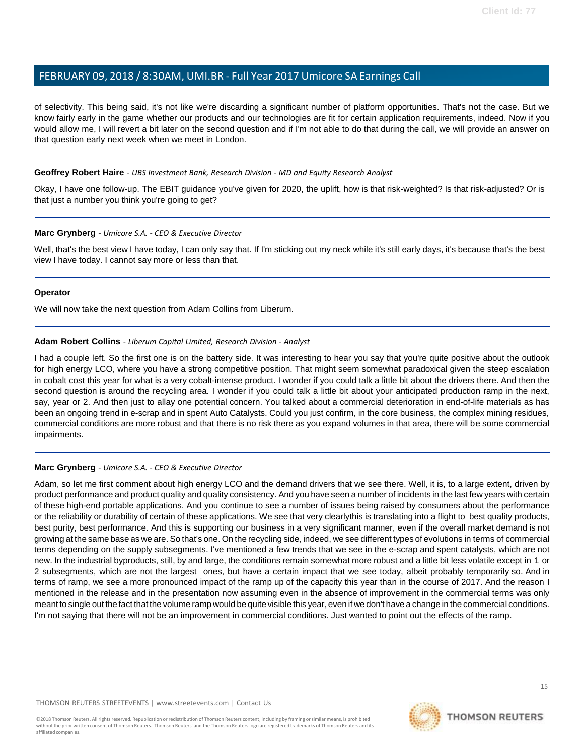of selectivity. This being said, it's not like we're discarding a significant number of platform opportunities. That's not the case. But we know fairly early in the game whether our products and our technologies are fit for certain application requirements, indeed. Now if you would allow me, I will revert a bit later on the second question and if I'm not able to do that during the call, we will provide an answer on that question early next week when we meet in London.

---

**Geoffrey Robert Haire** - *UBS Investment Bank, Research Division - MD and Equity Research Analyst*

Okay, I have one follow-up. The EBIT guidance you've given for 2020, the uplift, how is that risk-weighted? Is that risk-adjusted? Or is that just a number you think you're going to get?

---

**Marc Grynberg** - *Umicore S.A. - CEO & Executive Director*

Well, that's the best view I have today, I can only say that. If I'm sticking out my neck while it's still early days, it's because that's the best view I have today. I cannot say more or less than that.

---

**Operator**

We will now take the next question from Adam Collins from Liberum.

---

**Adam Robert Collins** - *Liberum Capital Limited, Research Division - Analyst*

I had a couple left. So the first one is on the battery side. It was interesting to hear you say that you're quite positive about the outlook for high energy LCO, where you have a strong competitive position. That might seem somewhat paradoxical given the steep escalation in cobalt cost this year for what is a very cobalt-intense product. I wonder if you could talk a little bit about the drivers there. And then the second question is around the recycling area. I wonder if you could talk a little bit about your anticipated production ramp in the next, say, year or 2. And then just to allay one potential concern. You talked about a commercial deterioration in end-of-life materials as has been an ongoing trend in e-scrap and in spent Auto Catalysts. Could you just confirm, in the core business, the complex mining residues, commercial conditions are more robust and that there is no risk there as you expand volumes in that area, there will be some commercial impairments.

---

**Marc Grynberg** - *Umicore S.A. - CEO & Executive Director*

Adam, so let me first comment about high energy LCO and the demand drivers that we see there. Well, it is, to a large extent, driven by product performance and product quality and quality consistency. And you have seen a number of incidents in the last few years with certain of these high-end portable applications. And you continue to see a number of issues being raised by consumers about the performance or the reliability or durability of certain of these applications. We see that very clearlythis is translating into a flight to best quality products, best purity, best performance. And this is supporting our business in a very significant manner, even if the overall market demand is not growing at the same base as we are. So that's one. On the recycling side, indeed, we see different types of evolutions in terms of commercial terms depending on the supply subsegments. I've mentioned a few trends that we see in the e-scrap and spent catalysts, which are not new. In the industrial byproducts, still, by and large, the conditions remain somewhat more robust and a little bit less volatile except in 1 or 2 subsegments, which are not the largest ones, but have a certain impact that we see today, albeit probably temporarily so. And in terms of ramp, we see a more pronounced impact of the ramp up of the capacity this year than in the course of 2017. And the reason I mentioned in the release and in the presentation now assuming even in the absence of improvement in the commercial terms was only meant to single out the fact that the volume ramp would be quite visible this year, even if we don't have a change in the commercial conditions. I'm not saying that there will not be an improvement in commercial conditions. Just wanted to point out the effects of the ramp.

---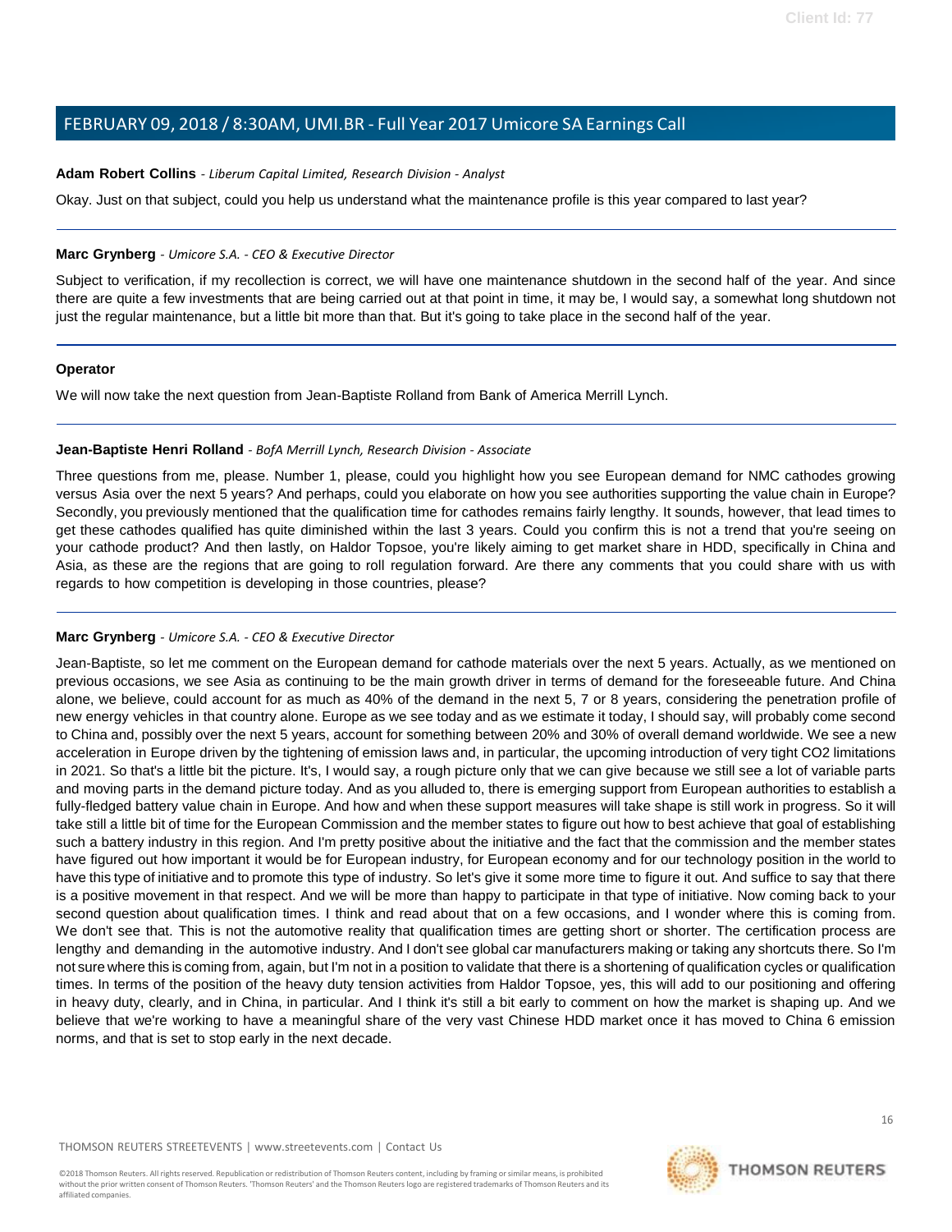**Adam Robert Collins** - *Liberum Capital Limited, Research Division - Analyst*

Okay. Just on that subject, could you help us understand what the maintenance profile is this year compared to last year?

---

**Marc Grynberg** - *Umicore S.A. - CEO & Executive Director*

Subject to verification, if my recollection is correct, we will have one maintenance shutdown in the second half of the year. And since there are quite a few investments that are being carried out at that point in time, it may be, I would say, a somewhat long shutdown not just the regular maintenance, but a little bit more than that. But it's going to take place in the second half of the year.

---

**Operator**

We will now take the next question from Jean-Baptiste Rolland from Bank of America Merrill Lynch.

---

**Jean-Baptiste Henri Rolland** - *BofA Merrill Lynch, Research Division - Associate*

Three questions from me, please. Number 1, please, could you highlight how you see European demand for NMC cathodes growing versus Asia over the next 5 years? And perhaps, could you elaborate on how you see authorities supporting the value chain in Europe? Secondly, you previously mentioned that the qualification time for cathodes remains fairly lengthy. It sounds, however, that lead times to get these cathodes qualified has quite diminished within the last 3 years. Could you confirm this is not a trend that you're seeing on your cathode product? And then lastly, on Haldor Topsoe, you're likely aiming to get market share in HDD, specifically in China and Asia, as these are the regions that are going to roll regulation forward. Are there any comments that you could share with us with regards to how competition is developing in those countries, please?

---

**Marc Grynberg** - *Umicore S.A. - CEO & Executive Director*

Jean-Baptiste, so let me comment on the European demand for cathode materials over the next 5 years. Actually, as we mentioned on previous occasions, we see Asia as continuing to be the main growth driver in terms of demand for the foreseeable future. And China alone, we believe, could account for as much as 40% of the demand in the next 5, 7 or 8 years, considering the penetration profile of new energy vehicles in that country alone. Europe as we see today and as we estimate it today, I should say, will probably come second to China and, possibly over the next 5 years, account for something between 20% and 30% of overall demand worldwide. We see a new acceleration in Europe driven by the tightening of emission laws and, in particular, the upcoming introduction of very tight CO2 limitations in 2021. So that's a little bit the picture. It's, I would say, a rough picture only that we can give because we still see a lot of variable parts and moving parts in the demand picture today. And as you alluded to, there is emerging support from European authorities to establish a fully-fledged battery value chain in Europe. And how and when these support measures will take shape is still work in progress. So it will take still a little bit of time for the European Commission and the member states to figure out how to best achieve that goal of establishing such a battery industry in this region. And I'm pretty positive about the initiative and the fact that the commission and the member states have figured out how important it would be for European industry, for European economy and for our technology position in the world to have this type of initiative and to promote this type of industry. So let's give it some more time to figure it out. And suffice to say that there is a positive movement in that respect. And we will be more than happy to participate in that type of initiative. Now coming back to your second question about qualification times. I think and read about that on a few occasions, and I wonder where this is coming from. We don't see that. This is not the automotive reality that qualification times are getting short or shorter. The certification process are lengthy and demanding in the automotive industry. And I don't see global car manufacturers making or taking any shortcuts there. So I'm not sure where this is coming from, again, but I'm not in a position to validate that there is a shortening of qualification cycles or qualification times. In terms of the position of the heavy duty tension activities from Haldor Topsoe, yes, this will add to our positioning and offering in heavy duty, clearly, and in China, in particular. And I think it's still a bit early to comment on how the market is shaping up. And we believe that we're working to have a meaningful share of the very vast Chinese HDD market once it has moved to China 6 emission norms, and that is set to stop early in the next decade.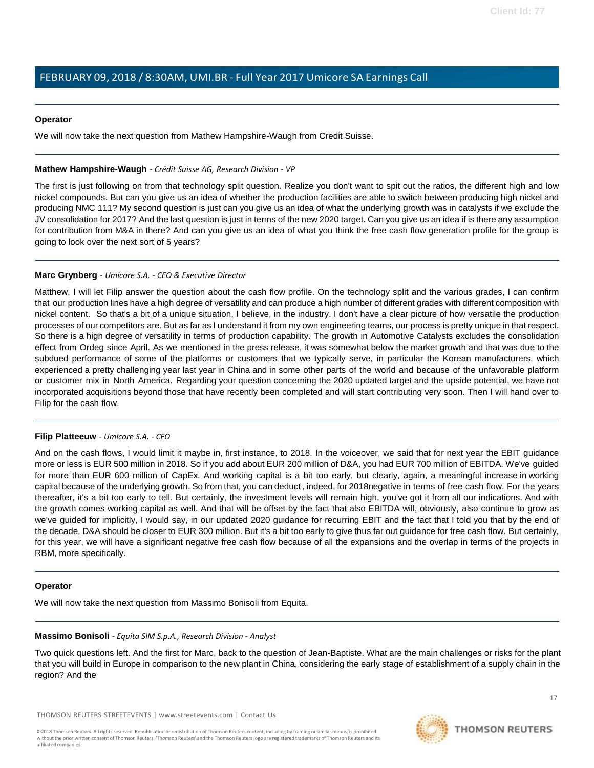**Operator**

We will now take the next question from Mathew Hampshire-Waugh from Credit Suisse.

---

**Mathew Hampshire-Waugh** - *Crédit Suisse AG, Research Division - VP*

The first is just following on from that technology split question. Realize you don't want to spit out the ratios, the different high and low nickel compounds. But can you give us an idea of whether the production facilities are able to switch between producing high nickel and producing NMC 111? My second question is just can you give us an idea of what the underlying growth was in catalysts if we exclude the JV consolidation for 2017? And the last question is just in terms of the new 2020 target. Can you give us an idea if is there any assumption for contribution from M&A in there? And can you give us an idea of what you think the free cash flow generation profile for the group is going to look over the next sort of 5 years?

---

**Marc Grynberg** - *Umicore S.A. - CEO & Executive Director*

Matthew, I will let Filip answer the question about the cash flow profile. On the technology split and the various grades, I can confirm that our production lines have a high degree of versatility and can produce a high number of different grades with different composition with nickel content. So that's a bit of a unique situation, I believe, in the industry. I don't have a clear picture of how versatile the production processes of our competitors are. But as far as I understand it from my own engineering teams, our process is pretty unique in that respect. So there is a high degree of versatility in terms of production capability. The growth in Automotive Catalysts excludes the consolidation effect from Ordeg since April. As we mentioned in the press release, it was somewhat below the market growth and that was due to the subdued performance of some of the platforms or customers that we typically serve, in particular the Korean manufacturers, which experienced a pretty challenging year last year in China and in some other parts of the world and because of the unfavorable platform or customer mix in North America. Regarding your question concerning the 2020 updated target and the upside potential, we have not incorporated acquisitions beyond those that have recently been completed and will start contributing very soon. Then I will hand over to Filip for the cash flow.

---

**Filip Platteeuw** - *Umicore S.A. - CFO*

And on the cash flows, I would limit it maybe in, first instance, to 2018. In the voiceover, we said that for next year the EBIT guidance more or less is EUR 500 million in 2018. So if you add about EUR 200 million of D&A, you had EUR 700 million of EBITDA. We've guided for more than EUR 600 million of CapEx. And working capital is a bit too early, but clearly, again, a meaningful increase in working capital because of the underlying growth. So from that, you can deduct , indeed, for 2018negative in terms of free cash flow. For the years thereafter, it's a bit too early to tell. But certainly, the investment levels will remain high, you've got it from all our indications. And with the growth comes working capital as well. And that will be offset by the fact that also EBITDA will, obviously, also continue to grow as we've guided for implicitly, I would say, in our updated 2020 guidance for recurring EBIT and the fact that I told you that by the end of the decade, D&A should be closer to EUR 300 million. But it's a bit too early to give thus far out guidance for free cash flow. But certainly, for this year, we will have a significant negative free cash flow because of all the expansions and the overlap in terms of the projects in RBM, more specifically.

---

**Operator**

We will now take the next question from Massimo Bonisoli from Equita.

---

**Massimo Bonisoli** - *Equita SIM S.p.A., Research Division - Analyst*

Two quick questions left. And the first for Marc, back to the question of Jean-Baptiste. What are the main challenges or risks for the plant that you will build in Europe in comparison to the new plant in China, considering the early stage of establishment of a supply chain in the region? And the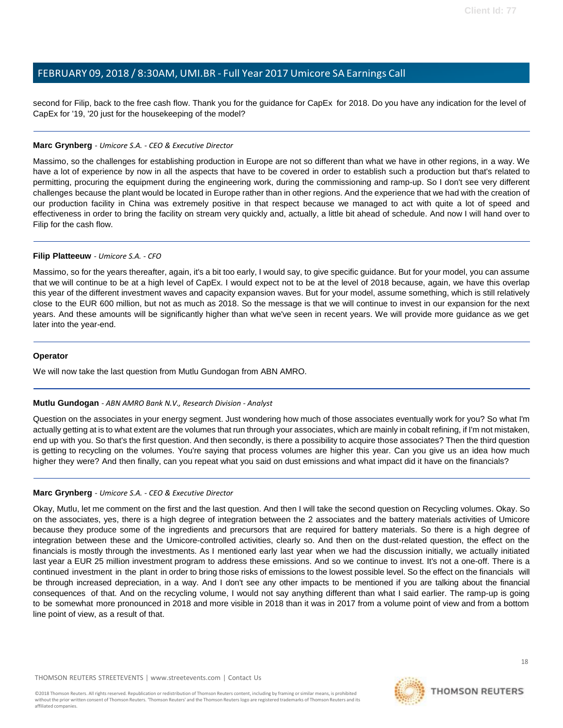second for Filip, back to the free cash flow. Thank you for the guidance for CapEx for 2018. Do you have any indication for the level of CapEx for '19, '20 just for the housekeeping of the model?

---

**Marc Grynberg** - *Umicore S.A. - CEO & Executive Director*

Massimo, so the challenges for establishing production in Europe are not so different than what we have in other regions, in a way. We have a lot of experience by now in all the aspects that have to be covered in order to establish such a production but that's related to permitting, procuring the equipment during the engineering work, during the commissioning and ramp-up. So I don't see very different challenges because the plant would be located in Europe rather than in other regions. And the experience that we had with the creation of our production facility in China was extremely positive in that respect because we managed to act with quite a lot of speed and effectiveness in order to bring the facility on stream very quickly and, actually, a little bit ahead of schedule. And now I will hand over to Filip for the cash flow.

---

**Filip Platteeuw** - *Umicore S.A. - CFO*

Massimo, so for the years thereafter, again, it's a bit too early, I would say, to give specific guidance. But for your model, you can assume that we will continue to be at a high level of CapEx. I would expect not to be at the level of 2018 because, again, we have this overlap this year of the different investment waves and capacity expansion waves. But for your model, assume something, which is still relatively close to the EUR 600 million, but not as much as 2018. So the message is that we will continue to invest in our expansion for the next years. And these amounts will be significantly higher than what we've seen in recent years. We will provide more guidance as we get later into the year-end.

---

**Operator**

We will now take the last question from Mutlu Gundogan from ABN AMRO.

---

**Mutlu Gundogan** - *ABN AMRO Bank N.V., Research Division - Analyst*

Question on the associates in your energy segment. Just wondering how much of those associates eventually work for you? So what I'm actually getting at is to what extent are the volumes that run through your associates, which are mainly in cobalt refining, if I'm not mistaken, end up with you. So that's the first question. And then secondly, is there a possibility to acquire those associates? Then the third question is getting to recycling on the volumes. You're saying that process volumes are higher this year. Can you give us an idea how much higher they were? And then finally, can you repeat what you said on dust emissions and what impact did it have on the financials?

---

**Marc Grynberg** - *Umicore S.A. - CEO & Executive Director*

Okay, Mutlu, let me comment on the first and the last question. And then I will take the second question on Recycling volumes. Okay. So on the associates, yes, there is a high degree of integration between the 2 associates and the battery materials activities of Umicore because they produce some of the ingredients and precursors that are required for battery materials. So there is a high degree of integration between these and the Umicore-controlled activities, clearly so. And then on the dust-related question, the effect on the financials is mostly through the investments. As I mentioned early last year when we had the discussion initially, we actually initiated last year a EUR 25 million investment program to address these emissions. And so we continue to invest. It's not a one-off. There is a continued investment in the plant in order to bring those risks of emissions to the lowest possible level. So the effect on the financials will be through increased depreciation, in a way. And I don't see any other impacts to be mentioned if you are talking about the financial consequences of that. And on the recycling volume, I would not say anything different than what I said earlier. The ramp-up is going to be somewhat more pronounced in 2018 and more visible in 2018 than it was in 2017 from a volume point of view and from a bottom line point of view, as a result of that.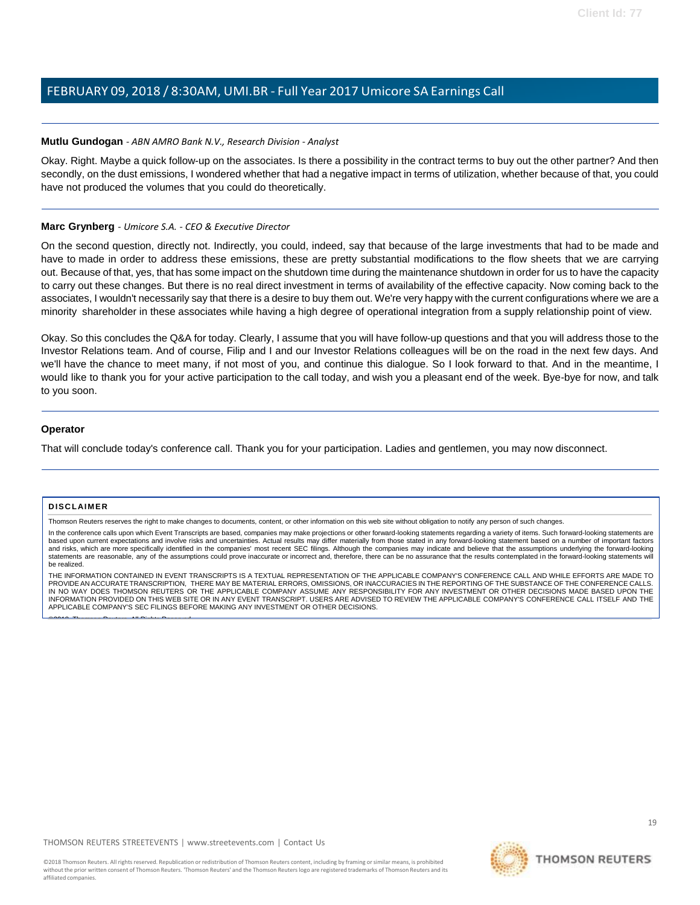**Mutlu Gundogan** - *ABN AMRO Bank N.V., Research Division - Analyst*

Okay. Right. Maybe a quick follow-up on the associates. Is there a possibility in the contract terms to buy out the other partner? And then secondly, on the dust emissions, I wondered whether that had a negative impact in terms of utilization, whether because of that, you could have not produced the volumes that you could do theoretically.

**Marc Grynberg** - *Umicore S.A. - CEO & Executive Director*

On the second question, directly not. Indirectly, you could, indeed, say that because of the large investments that had to be made and have to made in order to address these emissions, these are pretty substantial modifications to the flow sheets that we are carrying out. Because of that, yes, that has some impact on the shutdown time during the maintenance shutdown in order for us to have the capacity to carry out these changes. But there is no real direct investment in terms of availability of the effective capacity. Now coming back to the associates, I wouldn't necessarily say that there is a desire to buy them out. We're very happy with the current configurations where we are a minority shareholder in these associates while having a high degree of operational integration from a supply relationship point of view.

Okay. So this concludes the Q&A for today. Clearly, I assume that you will have follow-up questions and that you will address those to the Investor Relations team. And of course, Filip and I and our Investor Relations colleagues will be on the road in the next few days. And we'll have the chance to meet many, if not most of you, and continue this dialogue. So I look forward to that. And in the meantime, I would like to thank you for your active participation to the call today, and wish you a pleasant end of the week. Bye-bye for now, and talk to you soon.

**Operator**

That will conclude today's conference call. Thank you for your participation. Ladies and gentlemen, you may now disconnect.

**DISCLAIMER**

Thomson Reuters reserves the right to make changes to documents, content, or other information on this web site without obligation to notify any person of such changes.

In the conference calls upon which Event Transcripts are based, companies may make projections or other forward-looking statements regarding a variety of items. Such forward-looking statements are based upon current expectations and involve risks and uncertainties. Actual results may differ materially from those stated in any forward-looking statement based on a number of important factors and risks, which are more specifically identified in the companies' most recent SEC filings. Although the companies may indicate and believe that the assumptions underlying the forward-looking statements are reasonable, any of the assumptions could prove inaccurate or incorrect and, therefore, there can be no assurance that the results contemplated in the forward-looking statements will be realized.

THE INFORMATION CONTAINED IN EVENT TRANSCRIPTS IS A TEXTUAL REPRESENTATION OF THE APPLICABLE COMPANY'S CONFERENCE CALL AND WHILE EFFORTS ARE MADE TO PROVIDE AN ACCURATE TRANSCRIPTION, THERE MAY BE MATERIAL ERRORS, OMISSIONS, OR INACCURACIES IN THE REPORTING OF THE SUBSTANCE OF THE CONFERENCE CALLS. IN NO WAY DOES THOMSON REUTERS OR THE APPLICABLE COMPANY ASSUME ANY RESPONSIBILITY FOR ANY INVESTMENT OR OTHER DECISIONS MADE BASED UPON THE INFORMATION PROVIDED ON THIS WEB SITE OR IN ANY EVENT TRANSCRIPT. USERS ARE ADVISED TO REVIEW THE APPLICABLE COMPANY'S CONFERENCE CALL ITSELF AND THE APPLICABLE COMPANY'S SEC FILINGS BEFORE MAKING ANY INVESTMENT OR OTHER DECISIONS.

©2018, Thomson Reuters. All Rights Reserved.